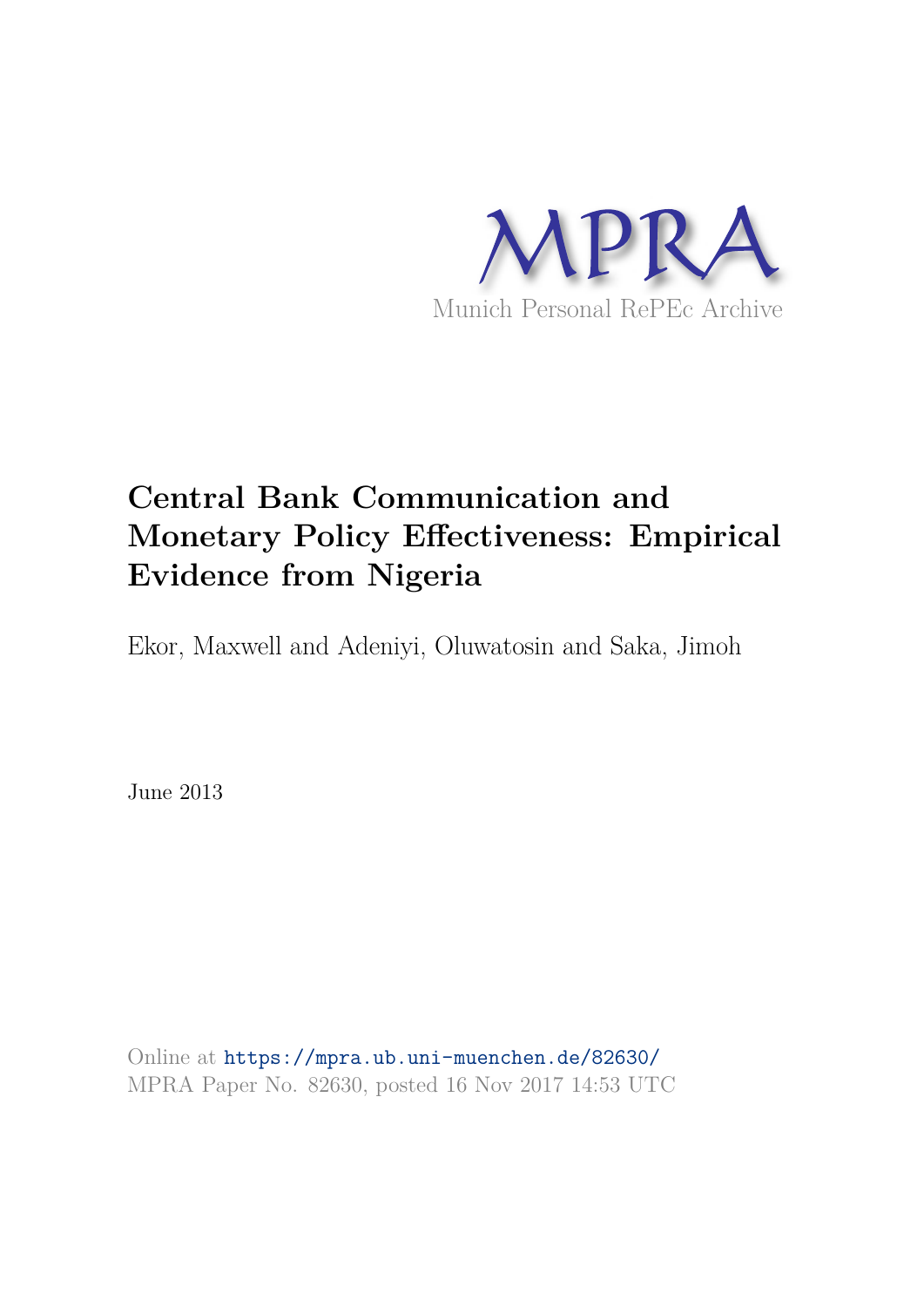MPRA

Munich Personal RePEc Archive

# Central Bank Communication and Monetary Policy Effectiveness: Empirical Evidence from Nigeria

Ekor, Maxwell and Adeniyi, Oluwatosin and Saka, Jimoh

June 2013

Online at https://mpra.ub.uni-muenchen.de/82630/
MPRA Paper No. 82630, posted 16 Nov 2017 14:53 UTC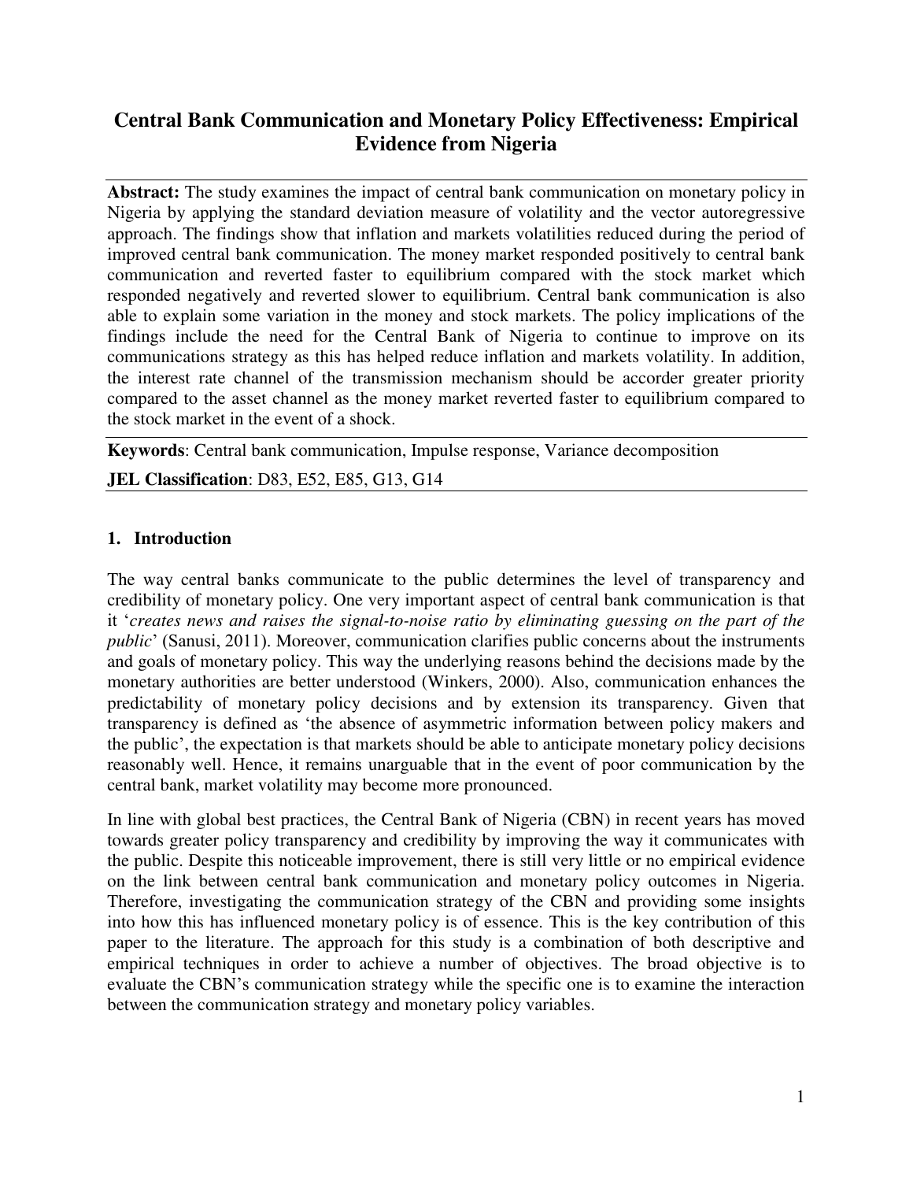# Central Bank Communication and Monetary Policy Effectiveness: Empirical Evidence from Nigeria

**Abstract:** The study examines the impact of central bank communication on monetary policy in Nigeria by applying the standard deviation measure of volatility and the vector autoregressive approach. The findings show that inflation and markets volatilities reduced during the period of improved central bank communication. The money market responded positively to central bank communication and reverted faster to equilibrium compared with the stock market which responded negatively and reverted slower to equilibrium. Central bank communication is also able to explain some variation in the money and stock markets. The policy implications of the findings include the need for the Central Bank of Nigeria to continue to improve on its communications strategy as this has helped reduce inflation and markets volatility. In addition, the interest rate channel of the transmission mechanism should be accorder greater priority compared to the asset channel as the money market reverted faster to equilibrium compared to the stock market in the event of a shock.

**Keywords**: Central bank communication, Impulse response, Variance decomposition

**JEL Classification**: D83, E52, E85, G13, G14

## 1. Introduction

The way central banks communicate to the public determines the level of transparency and credibility of monetary policy. One very important aspect of central bank communication is that it '*creates news and raises the signal-to-noise ratio by eliminating guessing on the part of the public*' (Sanusi, 2011). Moreover, communication clarifies public concerns about the instruments and goals of monetary policy. This way the underlying reasons behind the decisions made by the monetary authorities are better understood (Winkers, 2000). Also, communication enhances the predictability of monetary policy decisions and by extension its transparency. Given that transparency is defined as 'the absence of asymmetric information between policy makers and the public', the expectation is that markets should be able to anticipate monetary policy decisions reasonably well. Hence, it remains unarguable that in the event of poor communication by the central bank, market volatility may become more pronounced.

In line with global best practices, the Central Bank of Nigeria (CBN) in recent years has moved towards greater policy transparency and credibility by improving the way it communicates with the public. Despite this noticeable improvement, there is still very little or no empirical evidence on the link between central bank communication and monetary policy outcomes in Nigeria. Therefore, investigating the communication strategy of the CBN and providing some insights into how this has influenced monetary policy is of essence. This is the key contribution of this paper to the literature. The approach for this study is a combination of both descriptive and empirical techniques in order to achieve a number of objectives. The broad objective is to evaluate the CBN's communication strategy while the specific one is to examine the interaction between the communication strategy and monetary policy variables.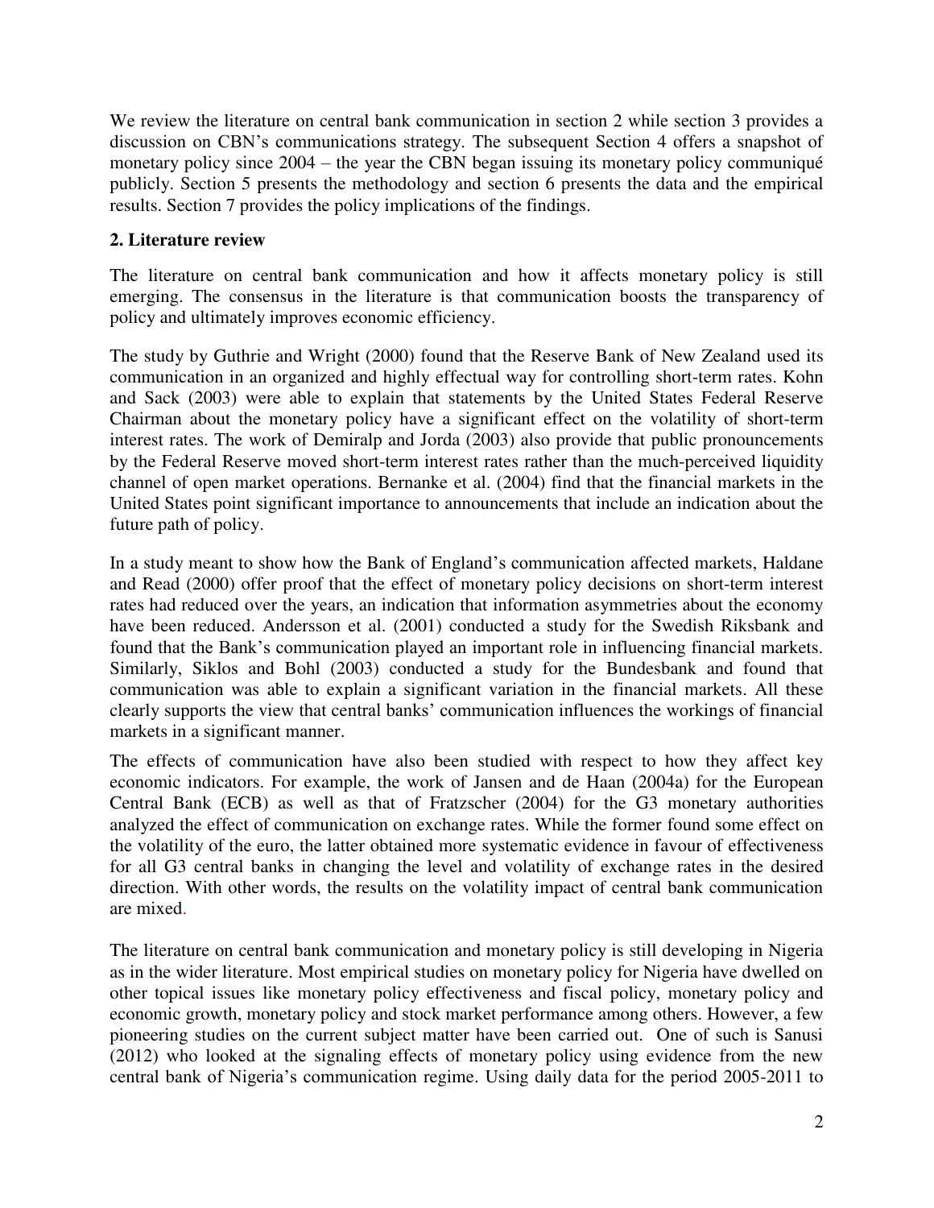We review the literature on central bank communication in section 2 while section 3 provides a discussion on CBN's communications strategy. The subsequent Section 4 offers a snapshot of monetary policy since 2004 – the year the CBN began issuing its monetary policy communiqué publicly. Section 5 presents the methodology and section 6 presents the data and the empirical results. Section 7 provides the policy implications of the findings.

## 2. Literature review

The literature on central bank communication and how it affects monetary policy is still emerging. The consensus in the literature is that communication boosts the transparency of policy and ultimately improves economic efficiency.

The study by Guthrie and Wright (2000) found that the Reserve Bank of New Zealand used its communication in an organized and highly effectual way for controlling short-term rates. Kohn and Sack (2003) were able to explain that statements by the United States Federal Reserve Chairman about the monetary policy have a significant effect on the volatility of short-term interest rates. The work of Demiralp and Jorda (2003) also provide that public pronouncements by the Federal Reserve moved short-term interest rates rather than the much-perceived liquidity channel of open market operations. Bernanke et al. (2004) find that the financial markets in the United States point significant importance to announcements that include an indication about the future path of policy.

In a study meant to show how the Bank of England's communication affected markets, Haldane and Read (2000) offer proof that the effect of monetary policy decisions on short-term interest rates had reduced over the years, an indication that information asymmetries about the economy have been reduced. Andersson et al. (2001) conducted a study for the Swedish Riksbank and found that the Bank's communication played an important role in influencing financial markets. Similarly, Siklos and Bohl (2003) conducted a study for the Bundesbank and found that communication was able to explain a significant variation in the financial markets. All these clearly supports the view that central banks' communication influences the workings of financial markets in a significant manner.

The effects of communication have also been studied with respect to how they affect key economic indicators. For example, the work of Jansen and de Haan (2004a) for the European Central Bank (ECB) as well as that of Fratzscher (2004) for the G3 monetary authorities analyzed the effect of communication on exchange rates. While the former found some effect on the volatility of the euro, the latter obtained more systematic evidence in favour of effectiveness for all G3 central banks in changing the level and volatility of exchange rates in the desired direction. With other words, the results on the volatility impact of central bank communication are mixed.

The literature on central bank communication and monetary policy is still developing in Nigeria as in the wider literature. Most empirical studies on monetary policy for Nigeria have dwelled on other topical issues like monetary policy effectiveness and fiscal policy, monetary policy and economic growth, monetary policy and stock market performance among others. However, a few pioneering studies on the current subject matter have been carried out. One of such is Sanusi (2012) who looked at the signaling effects of monetary policy using evidence from the new central bank of Nigeria's communication regime. Using daily data for the period 2005-2011 to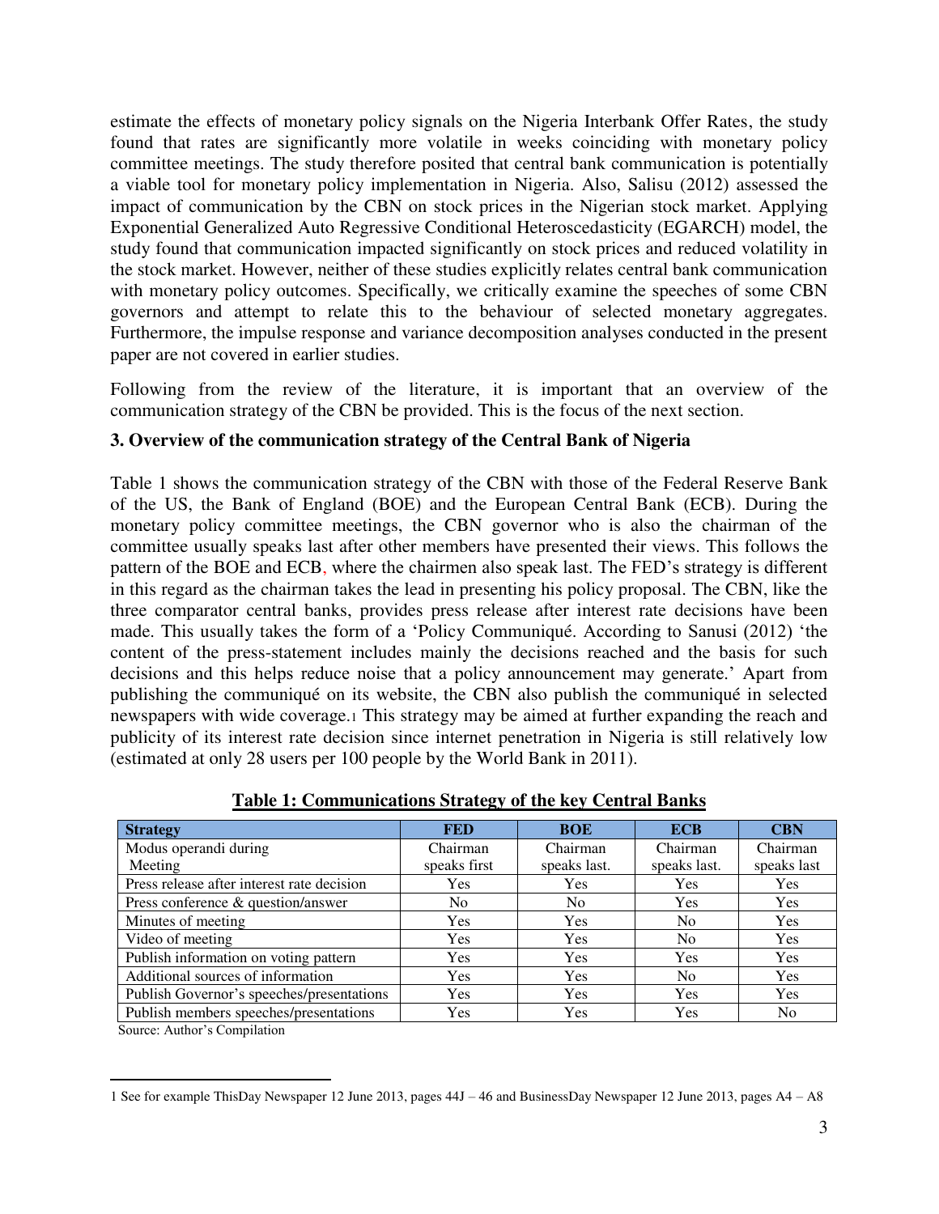estimate the effects of monetary policy signals on the Nigeria Interbank Offer Rates, the study found that rates are significantly more volatile in weeks coinciding with monetary policy committee meetings. The study therefore posited that central bank communication is potentially a viable tool for monetary policy implementation in Nigeria. Also, Salisu (2012) assessed the impact of communication by the CBN on stock prices in the Nigerian stock market. Applying Exponential Generalized Auto Regressive Conditional Heteroscedasticity (EGARCH) model, the study found that communication impacted significantly on stock prices and reduced volatility in the stock market. However, neither of these studies explicitly relates central bank communication with monetary policy outcomes. Specifically, we critically examine the speeches of some CBN governors and attempt to relate this to the behaviour of selected monetary aggregates. Furthermore, the impulse response and variance decomposition analyses conducted in the present paper are not covered in earlier studies.

Following from the review of the literature, it is important that an overview of the communication strategy of the CBN be provided. This is the focus of the next section.

## 3. Overview of the communication strategy of the Central Bank of Nigeria

Table 1 shows the communication strategy of the CBN with those of the Federal Reserve Bank of the US, the Bank of England (BOE) and the European Central Bank (ECB). During the monetary policy committee meetings, the CBN governor who is also the chairman of the committee usually speaks last after other members have presented their views. This follows the pattern of the BOE and ECB, where the chairmen also speak last. The FED's strategy is different in this regard as the chairman takes the lead in presenting his policy proposal. The CBN, like the three comparator central banks, provides press release after interest rate decisions have been made. This usually takes the form of a 'Policy Communiqué. According to Sanusi (2012) 'the content of the press-statement includes mainly the decisions reached and the basis for such decisions and this helps reduce noise that a policy announcement may generate.' Apart from publishing the communiqué on its website, the CBN also publish the communiqué in selected newspapers with wide coverage.[1] This strategy may be aimed at further expanding the reach and publicity of its interest rate decision since internet penetration in Nigeria is still relatively low (estimated at only 28 users per 100 people by the World Bank in 2011).

**Table 1: Communications Strategy of the key Central Banks**

| Strategy | FED | BOE | ECB | CBN |
|---|---|---|---|---|
| Modus operandi during Meeting | Chairman speaks first | Chairman speaks last. | Chairman speaks last. | Chairman speaks last |
| Press release after interest rate decision | Yes | Yes | Yes | Yes |
| Press conference & question/answer | No | No | Yes | Yes |
| Minutes of meeting | Yes | Yes | No | Yes |
| Video of meeting | Yes | Yes | No | Yes |
| Publish information on voting pattern | Yes | Yes | Yes | Yes |
| Additional sources of information | Yes | Yes | No | Yes |
| Publish Governor's speeches/presentations | Yes | Yes | Yes | Yes |
| Publish members speeches/presentations | Yes | Yes | Yes | No |

Source: Author's Compilation

---

1 See for example ThisDay Newspaper 12 June 2013, pages 44J – 46 and BusinessDay Newspaper 12 June 2013, pages A4 – A8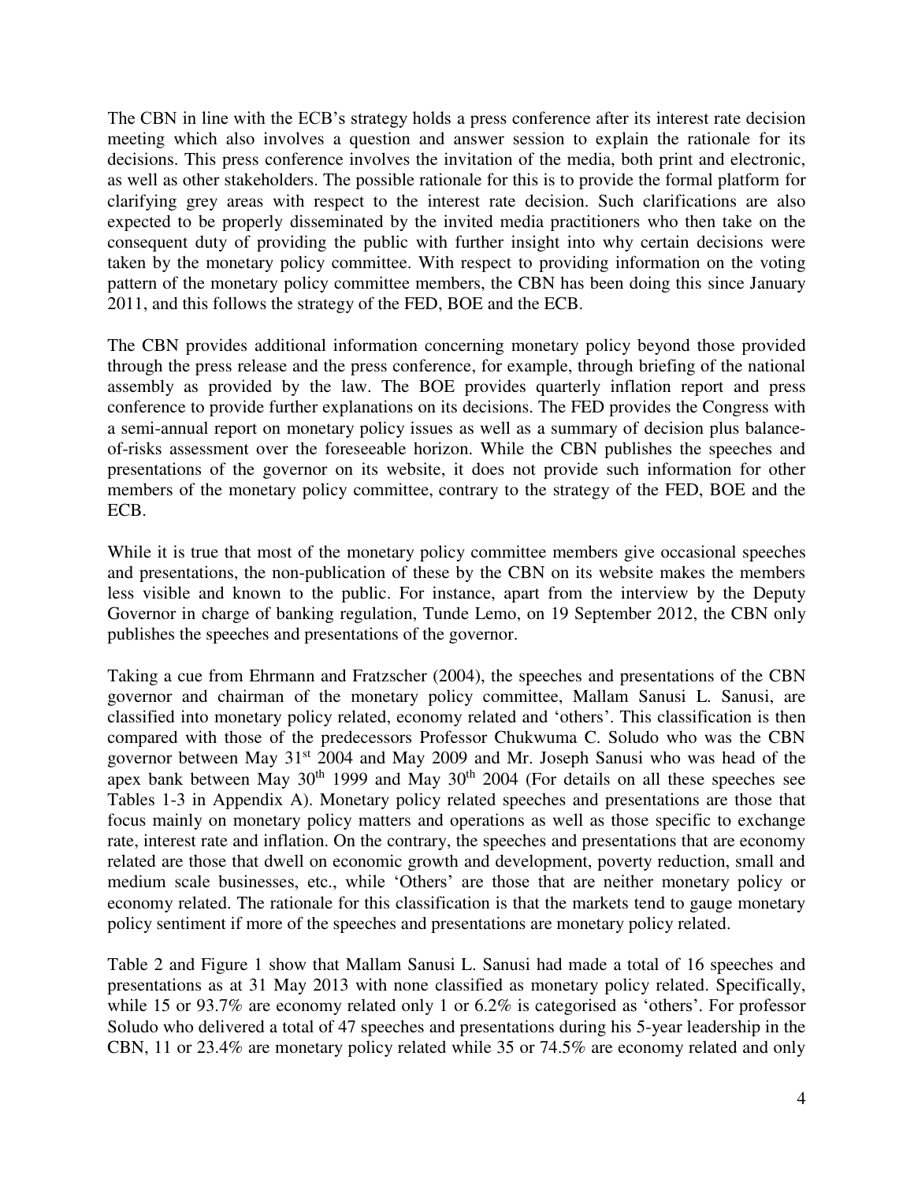The CBN in line with the ECB's strategy holds a press conference after its interest rate decision meeting which also involves a question and answer session to explain the rationale for its decisions. This press conference involves the invitation of the media, both print and electronic, as well as other stakeholders. The possible rationale for this is to provide the formal platform for clarifying grey areas with respect to the interest rate decision. Such clarifications are also expected to be properly disseminated by the invited media practitioners who then take on the consequent duty of providing the public with further insight into why certain decisions were taken by the monetary policy committee. With respect to providing information on the voting pattern of the monetary policy committee members, the CBN has been doing this since January 2011, and this follows the strategy of the FED, BOE and the ECB.

The CBN provides additional information concerning monetary policy beyond those provided through the press release and the press conference, for example, through briefing of the national assembly as provided by the law. The BOE provides quarterly inflation report and press conference to provide further explanations on its decisions. The FED provides the Congress with a semi-annual report on monetary policy issues as well as a summary of decision plus balance-of-risks assessment over the foreseeable horizon. While the CBN publishes the speeches and presentations of the governor on its website, it does not provide such information for other members of the monetary policy committee, contrary to the strategy of the FED, BOE and the ECB.

While it is true that most of the monetary policy committee members give occasional speeches and presentations, the non-publication of these by the CBN on its website makes the members less visible and known to the public. For instance, apart from the interview by the Deputy Governor in charge of banking regulation, Tunde Lemo, on 19 September 2012, the CBN only publishes the speeches and presentations of the governor.

Taking a cue from Ehrmann and Fratzscher (2004), the speeches and presentations of the CBN governor and chairman of the monetary policy committee, Mallam Sanusi L. Sanusi, are classified into monetary policy related, economy related and 'others'. This classification is then compared with those of the predecessors Professor Chukwuma C. Soludo who was the CBN governor between May 31st 2004 and May 2009 and Mr. Joseph Sanusi who was head of the apex bank between May 30th 1999 and May 30th 2004 (For details on all these speeches see Tables 1-3 in Appendix A). Monetary policy related speeches and presentations are those that focus mainly on monetary policy matters and operations as well as those specific to exchange rate, interest rate and inflation. On the contrary, the speeches and presentations that are economy related are those that dwell on economic growth and development, poverty reduction, small and medium scale businesses, etc., while 'Others' are those that are neither monetary policy or economy related. The rationale for this classification is that the markets tend to gauge monetary policy sentiment if more of the speeches and presentations are monetary policy related.

Table 2 and Figure 1 show that Mallam Sanusi L. Sanusi had made a total of 16 speeches and presentations as at 31 May 2013 with none classified as monetary policy related. Specifically, while 15 or 93.7% are economy related only 1 or 6.2% is categorised as 'others'. For professor Soludo who delivered a total of 47 speeches and presentations during his 5-year leadership in the CBN, 11 or 23.4% are monetary policy related while 35 or 74.5% are economy related and only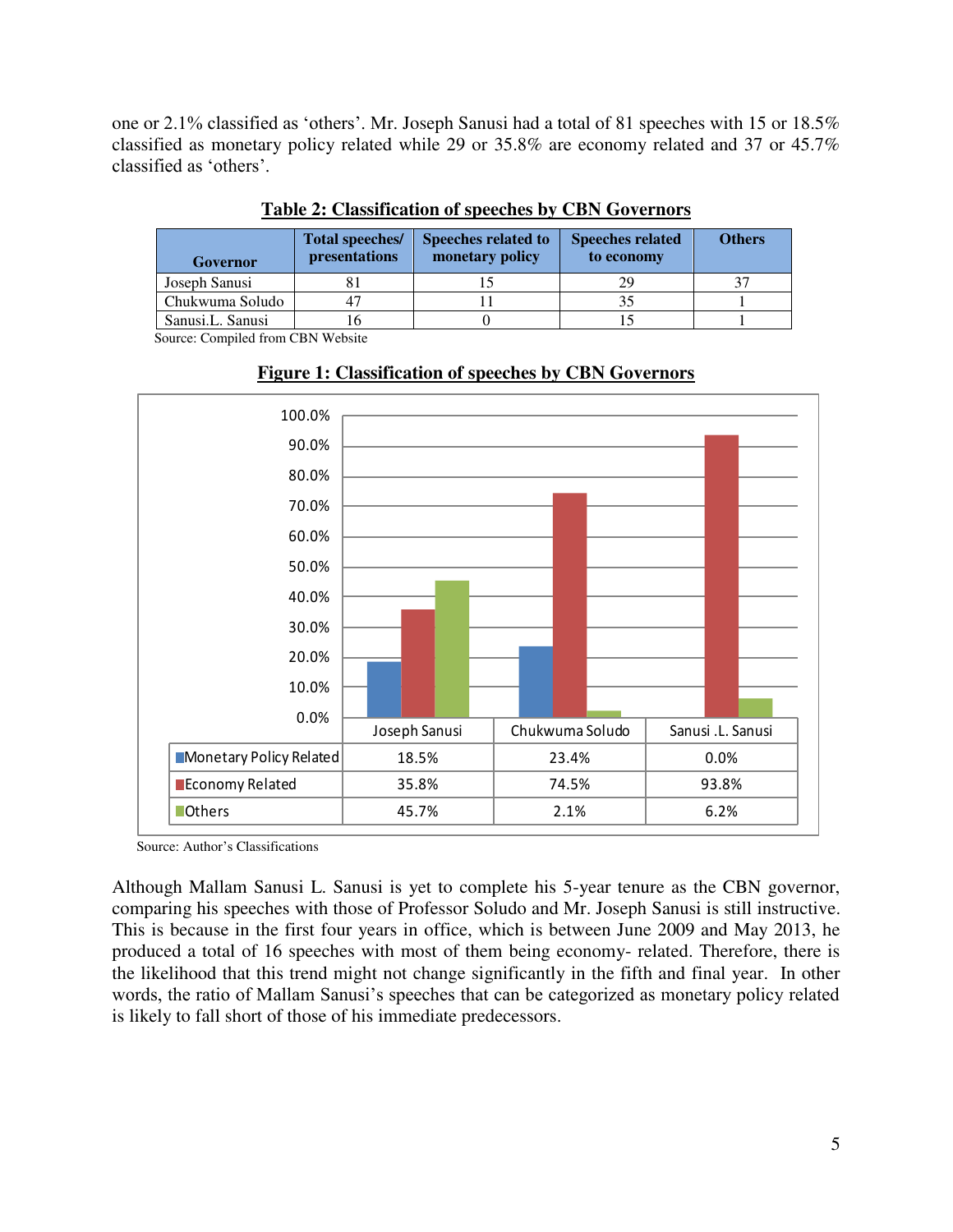one or 2.1% classified as 'others'. Mr. Joseph Sanusi had a total of 81 speeches with 15 or 18.5% classified as monetary policy related while 29 or 35.8% are economy related and 37 or 45.7% classified as 'others'.

**Table 2: Classification of speeches by CBN Governors**

| Governor | Total speeches/ presentations | Speeches related to monetary policy | Speeches related to economy | Others |
|---|---|---|---|---|
| Joseph Sanusi | 81 | 15 | 29 | 37 |
| Chukwuma Soludo | 47 | 11 | 35 | 1 |
| Sanusi.L. Sanusi | 16 | 0 | 15 | 1 |

Source: Compiled from CBN Website

**Figure 1: Classification of speeches by CBN Governors**

| | Joseph Sanusi | Chukwuma Soludo | Sanusi .L. Sanusi |
|---|---|---|---|
| Monetary Policy Related | 18.5% | 23.4% | 0.0% |
| Economy Related | 35.8% | 74.5% | 93.8% |
| Others | 45.7% | 2.1% | 6.2% |

Source: Author's Classifications

Although Mallam Sanusi L. Sanusi is yet to complete his 5-year tenure as the CBN governor, comparing his speeches with those of Professor Soludo and Mr. Joseph Sanusi is still instructive. This is because in the first four years in office, which is between June 2009 and May 2013, he produced a total of 16 speeches with most of them being economy- related. Therefore, there is the likelihood that this trend might not change significantly in the fifth and final year. In other words, the ratio of Mallam Sanusi's speeches that can be categorized as monetary policy related is likely to fall short of those of his immediate predecessors.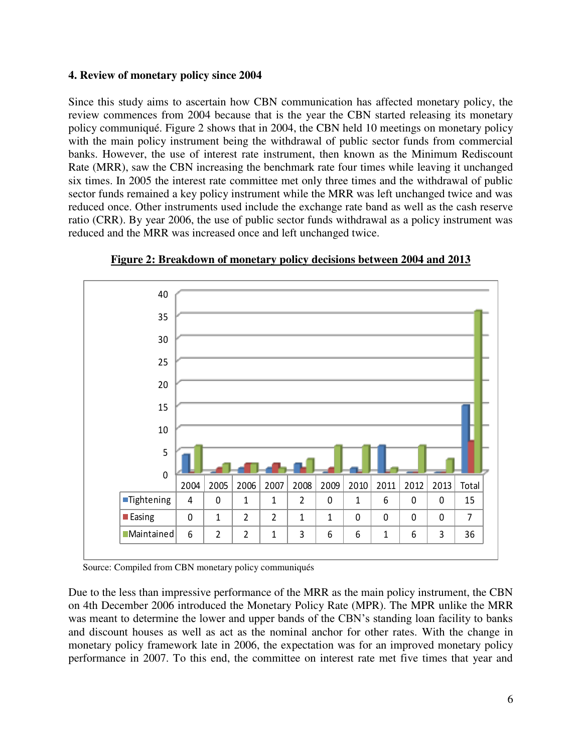### 4. Review of monetary policy since 2004

Since this study aims to ascertain how CBN communication has affected monetary policy, the review commences from 2004 because that is the year the CBN started releasing its monetary policy communiqué. Figure 2 shows that in 2004, the CBN held 10 meetings on monetary policy with the main policy instrument being the withdrawal of public sector funds from commercial banks. However, the use of interest rate instrument, then known as the Minimum Rediscount Rate (MRR), saw the CBN increasing the benchmark rate four times while leaving it unchanged six times. In 2005 the interest rate committee met only three times and the withdrawal of public sector funds remained a key policy instrument while the MRR was left unchanged twice and was reduced once. Other instruments used include the exchange rate band as well as the cash reserve ratio (CRR). By year 2006, the use of public sector funds withdrawal as a policy instrument was reduced and the MRR was increased once and left unchanged twice.

**Figure 2: Breakdown of monetary policy decisions between 2004 and 2013**

| | 2004 | 2005 | 2006 | 2007 | 2008 | 2009 | 2010 | 2011 | 2012 | 2013 | Total |
|---|---|---|---|---|---|---|---|---|---|---|---|
| Tightening | 4 | 0 | 1 | 1 | 2 | 0 | 1 | 6 | 0 | 0 | 15 |
| Easing | 0 | 1 | 2 | 2 | 1 | 1 | 0 | 0 | 0 | 0 | 7 |
| Maintained | 6 | 2 | 2 | 1 | 3 | 6 | 6 | 1 | 6 | 3 | 36 |

Source: Compiled from CBN monetary policy communiqués

Due to the less than impressive performance of the MRR as the main policy instrument, the CBN on 4th December 2006 introduced the Monetary Policy Rate (MPR). The MPR unlike the MRR was meant to determine the lower and upper bands of the CBN's standing loan facility to banks and discount houses as well as act as the nominal anchor for other rates. With the change in monetary policy framework late in 2006, the expectation was for an improved monetary policy performance in 2007. To this end, the committee on interest rate met five times that year and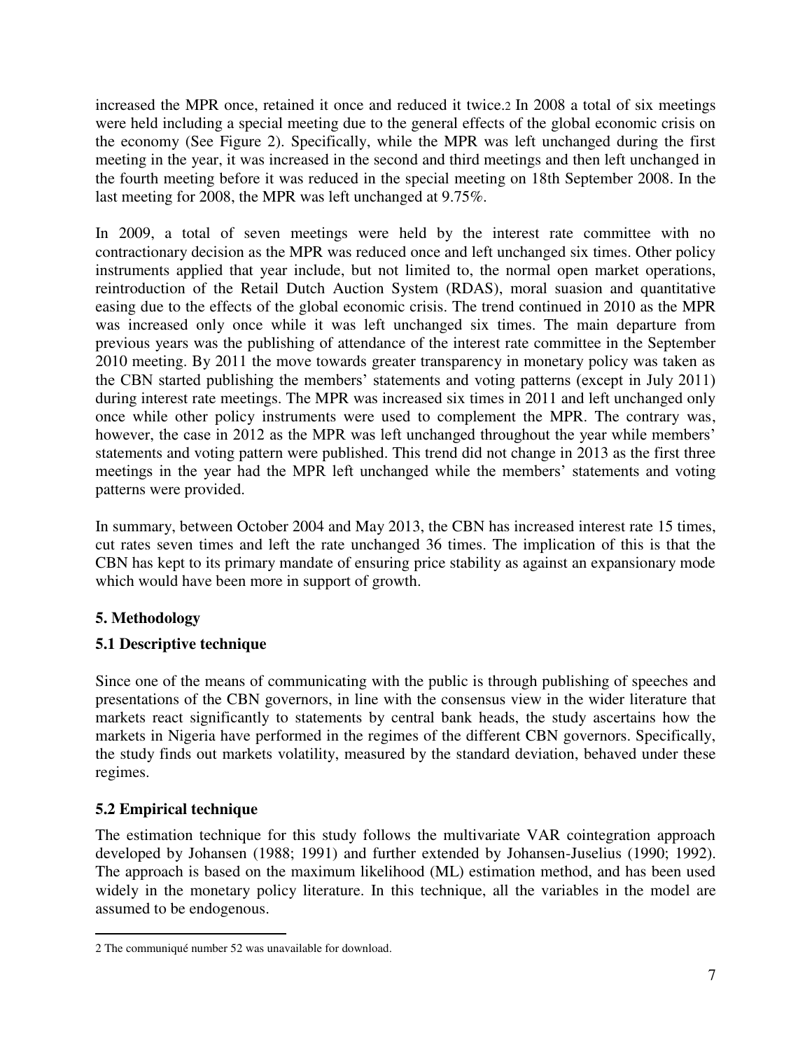increased the MPR once, retained it once and reduced it twice.[2] In 2008 a total of six meetings were held including a special meeting due to the general effects of the global economic crisis on the economy (See Figure 2). Specifically, while the MPR was left unchanged during the first meeting in the year, it was increased in the second and third meetings and then left unchanged in the fourth meeting before it was reduced in the special meeting on 18th September 2008. In the last meeting for 2008, the MPR was left unchanged at 9.75%.

In 2009, a total of seven meetings were held by the interest rate committee with no contractionary decision as the MPR was reduced once and left unchanged six times. Other policy instruments applied that year include, but not limited to, the normal open market operations, reintroduction of the Retail Dutch Auction System (RDAS), moral suasion and quantitative easing due to the effects of the global economic crisis. The trend continued in 2010 as the MPR was increased only once while it was left unchanged six times. The main departure from previous years was the publishing of attendance of the interest rate committee in the September 2010 meeting. By 2011 the move towards greater transparency in monetary policy was taken as the CBN started publishing the members' statements and voting patterns (except in July 2011) during interest rate meetings. The MPR was increased six times in 2011 and left unchanged only once while other policy instruments were used to complement the MPR. The contrary was, however, the case in 2012 as the MPR was left unchanged throughout the year while members' statements and voting pattern were published. This trend did not change in 2013 as the first three meetings in the year had the MPR left unchanged while the members' statements and voting patterns were provided.

In summary, between October 2004 and May 2013, the CBN has increased interest rate 15 times, cut rates seven times and left the rate unchanged 36 times. The implication of this is that the CBN has kept to its primary mandate of ensuring price stability as against an expansionary mode which would have been more in support of growth.

## 5. Methodology

### 5.1 Descriptive technique

Since one of the means of communicating with the public is through publishing of speeches and presentations of the CBN governors, in line with the consensus view in the wider literature that markets react significantly to statements by central bank heads, the study ascertains how the markets in Nigeria have performed in the regimes of the different CBN governors. Specifically, the study finds out markets volatility, measured by the standard deviation, behaved under these regimes.

### 5.2 Empirical technique

The estimation technique for this study follows the multivariate VAR cointegration approach developed by Johansen (1988; 1991) and further extended by Johansen-Juselius (1990; 1992). The approach is based on the maximum likelihood (ML) estimation method, and has been used widely in the monetary policy literature. In this technique, all the variables in the model are assumed to be endogenous.

[2] The communiqué number 52 was unavailable for download.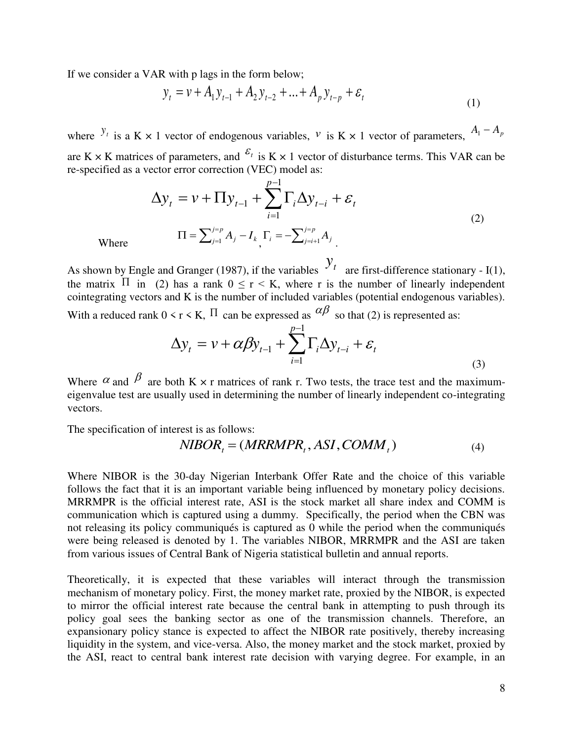If we consider a VAR with p lags in the form below;

$$y_t = v + A_1 y_{t-1} + A_2 y_{t-2} + ... + A_p y_{t-p} + \varepsilon_t \tag{1}$$

where $y_t$ is a K × 1 vector of endogenous variables, $v$ is K × 1 vector of parameters, $A_1 - A_p$ are K × K matrices of parameters, and $\varepsilon_t$ is K × 1 vector of disturbance terms. This VAR can be re-specified as a vector error correction (VEC) model as:

$$\Delta y_t = v + \Pi y_{t-1} + \sum_{i=1}^{p-1} \Gamma_i \Delta y_{t-i} + \varepsilon_t \tag{2}$$

Where $\Pi = \sum_{j=1}^{j=p} A_j - I_k$, $\Gamma_i = -\sum_{j=i+1}^{j=p} A_j$.

As shown by Engle and Granger (1987), if the variables $y_t$ are first-difference stationary - I(1), the matrix $\Pi$ in (2) has a rank $0 \leq r < K$, where r is the number of linearly independent cointegrating vectors and K is the number of included variables (potential endogenous variables). With a reduced rank $0 < r < K$, $\Pi$ can be expressed as $\alpha\beta$ so that (2) is represented as:

$$\Delta y_t = v + \alpha\beta y_{t-1} + \sum_{i=1}^{p-1} \Gamma_i \Delta y_{t-i} + \varepsilon_t \tag{3}$$

Where $\alpha$ and $\beta$ are both K × r matrices of rank r. Two tests, the trace test and the maximum-eigenvalue test are usually used in determining the number of linearly independent co-integrating vectors.

The specification of interest is as follows:

$$NIBOR_t = (MRRMPR_t, ASI, COMM_t) \tag{4}$$

Where NIBOR is the 30-day Nigerian Interbank Offer Rate and the choice of this variable follows the fact that it is an important variable being influenced by monetary policy decisions. MRRMPR is the official interest rate, ASI is the stock market all share index and COMM is communication which is captured using a dummy. Specifically, the period when the CBN was not releasing its policy communiqués is captured as 0 while the period when the communiqués were being released is denoted by 1. The variables NIBOR, MRRMPR and the ASI are taken from various issues of Central Bank of Nigeria statistical bulletin and annual reports.

Theoretically, it is expected that these variables will interact through the transmission mechanism of monetary policy. First, the money market rate, proxied by the NIBOR, is expected to mirror the official interest rate because the central bank in attempting to push through its policy goal sees the banking sector as one of the transmission channels. Therefore, an expansionary policy stance is expected to affect the NIBOR rate positively, thereby increasing liquidity in the system, and vice-versa. Also, the money market and the stock market, proxied by the ASI, react to central bank interest rate decision with varying degree. For example, in an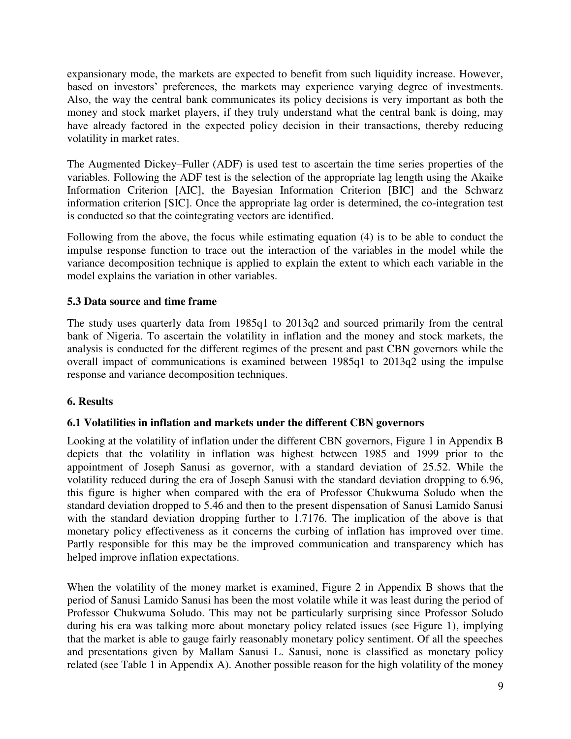expansionary mode, the markets are expected to benefit from such liquidity increase. However, based on investors' preferences, the markets may experience varying degree of investments. Also, the way the central bank communicates its policy decisions is very important as both the money and stock market players, if they truly understand what the central bank is doing, may have already factored in the expected policy decision in their transactions, thereby reducing volatility in market rates.

The Augmented Dickey–Fuller (ADF) is used test to ascertain the time series properties of the variables. Following the ADF test is the selection of the appropriate lag length using the Akaike Information Criterion [AIC], the Bayesian Information Criterion [BIC] and the Schwarz information criterion [SIC]. Once the appropriate lag order is determined, the co-integration test is conducted so that the cointegrating vectors are identified.

Following from the above, the focus while estimating equation (4) is to be able to conduct the impulse response function to trace out the interaction of the variables in the model while the variance decomposition technique is applied to explain the extent to which each variable in the model explains the variation in other variables.

### 5.3 Data source and time frame

The study uses quarterly data from 1985q1 to 2013q2 and sourced primarily from the central bank of Nigeria. To ascertain the volatility in inflation and the money and stock markets, the analysis is conducted for the different regimes of the present and past CBN governors while the overall impact of communications is examined between 1985q1 to 2013q2 using the impulse response and variance decomposition techniques.

## 6. Results

### 6.1 Volatilities in inflation and markets under the different CBN governors

Looking at the volatility of inflation under the different CBN governors, Figure 1 in Appendix B depicts that the volatility in inflation was highest between 1985 and 1999 prior to the appointment of Joseph Sanusi as governor, with a standard deviation of 25.52. While the volatility reduced during the era of Joseph Sanusi with the standard deviation dropping to 6.96, this figure is higher when compared with the era of Professor Chukwuma Soludo when the standard deviation dropped to 5.46 and then to the present dispensation of Sanusi Lamido Sanusi with the standard deviation dropping further to 1.7176. The implication of the above is that monetary policy effectiveness as it concerns the curbing of inflation has improved over time. Partly responsible for this may be the improved communication and transparency which has helped improve inflation expectations.

When the volatility of the money market is examined, Figure 2 in Appendix B shows that the period of Sanusi Lamido Sanusi has been the most volatile while it was least during the period of Professor Chukwuma Soludo. This may not be particularly surprising since Professor Soludo during his era was talking more about monetary policy related issues (see Figure 1), implying that the market is able to gauge fairly reasonably monetary policy sentiment. Of all the speeches and presentations given by Mallam Sanusi L. Sanusi, none is classified as monetary policy related (see Table 1 in Appendix A). Another possible reason for the high volatility of the money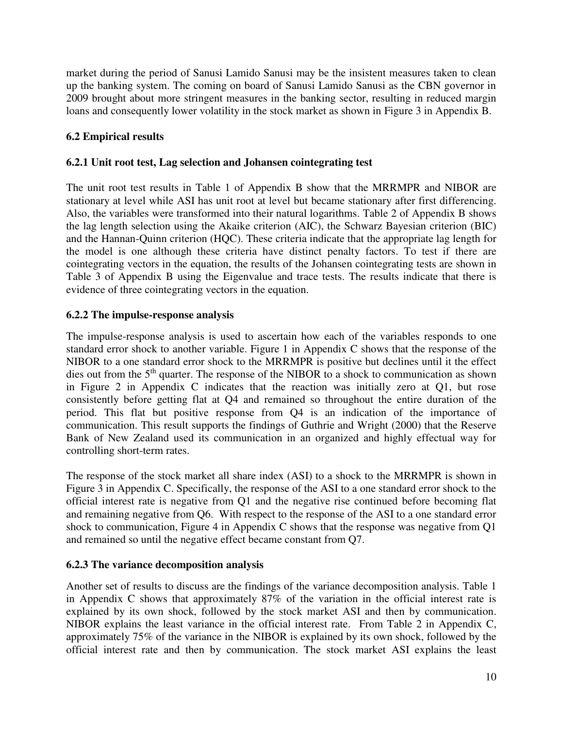market during the period of Sanusi Lamido Sanusi may be the insistent measures taken to clean up the banking system. The coming on board of Sanusi Lamido Sanusi as the CBN governor in 2009 brought about more stringent measures in the banking sector, resulting in reduced margin loans and consequently lower volatility in the stock market as shown in Figure 3 in Appendix B.

### 6.2 Empirical results

#### 6.2.1 Unit root test, Lag selection and Johansen cointegrating test

The unit root test results in Table 1 of Appendix B show that the MRRMPR and NIBOR are stationary at level while ASI has unit root at level but became stationary after first differencing. Also, the variables were transformed into their natural logarithms. Table 2 of Appendix B shows the lag length selection using the Akaike criterion (AIC), the Schwarz Bayesian criterion (BIC) and the Hannan-Quinn criterion (HQC). These criteria indicate that the appropriate lag length for the model is one although these criteria have distinct penalty factors. To test if there are cointegrating vectors in the equation, the results of the Johansen cointegrating tests are shown in Table 3 of Appendix B using the Eigenvalue and trace tests. The results indicate that there is evidence of three cointegrating vectors in the equation.

#### 6.2.2 The impulse-response analysis

The impulse-response analysis is used to ascertain how each of the variables responds to one standard error shock to another variable. Figure 1 in Appendix C shows that the response of the NIBOR to a one standard error shock to the MRRMPR is positive but declines until it the effect dies out from the 5th quarter. The response of the NIBOR to a shock to communication as shown in Figure 2 in Appendix C indicates that the reaction was initially zero at Q1, but rose consistently before getting flat at Q4 and remained so throughout the entire duration of the period. This flat but positive response from Q4 is an indication of the importance of communication. This result supports the findings of Guthrie and Wright (2000) that the Reserve Bank of New Zealand used its communication in an organized and highly effectual way for controlling short-term rates.

The response of the stock market all share index (ASI) to a shock to the MRRMPR is shown in Figure 3 in Appendix C. Specifically, the response of the ASI to a one standard error shock to the official interest rate is negative from Q1 and the negative rise continued before becoming flat and remaining negative from Q6. With respect to the response of the ASI to a one standard error shock to communication, Figure 4 in Appendix C shows that the response was negative from Q1 and remained so until the negative effect became constant from Q7.

#### 6.2.3 The variance decomposition analysis

Another set of results to discuss are the findings of the variance decomposition analysis. Table 1 in Appendix C shows that approximately 87% of the variation in the official interest rate is explained by its own shock, followed by the stock market ASI and then by communication. NIBOR explains the least variance in the official interest rate. From Table 2 in Appendix C, approximately 75% of the variance in the NIBOR is explained by its own shock, followed by the official interest rate and then by communication. The stock market ASI explains the least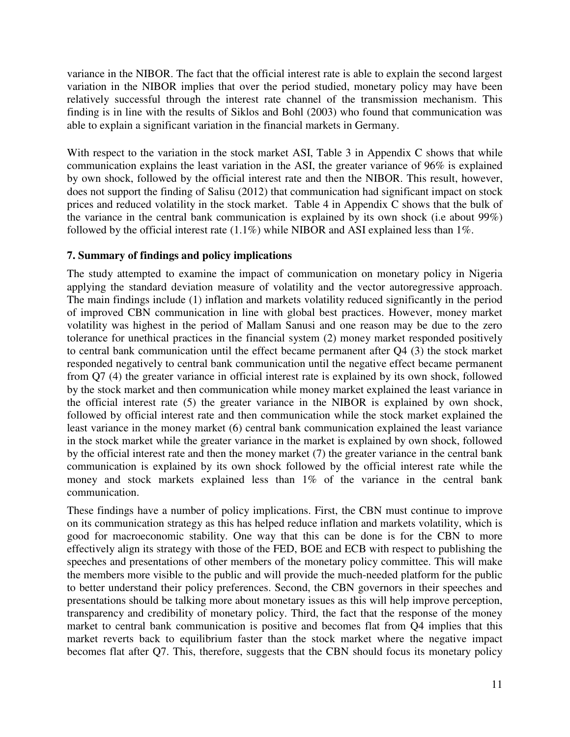variance in the NIBOR. The fact that the official interest rate is able to explain the second largest variation in the NIBOR implies that over the period studied, monetary policy may have been relatively successful through the interest rate channel of the transmission mechanism. This finding is in line with the results of Siklos and Bohl (2003) who found that communication was able to explain a significant variation in the financial markets in Germany.

With respect to the variation in the stock market ASI, Table 3 in Appendix C shows that while communication explains the least variation in the ASI, the greater variance of 96% is explained by own shock, followed by the official interest rate and then the NIBOR. This result, however, does not support the finding of Salisu (2012) that communication had significant impact on stock prices and reduced volatility in the stock market. Table 4 in Appendix C shows that the bulk of the variance in the central bank communication is explained by its own shock (i.e about 99%) followed by the official interest rate (1.1%) while NIBOR and ASI explained less than 1%.

## 7. Summary of findings and policy implications

The study attempted to examine the impact of communication on monetary policy in Nigeria applying the standard deviation measure of volatility and the vector autoregressive approach. The main findings include (1) inflation and markets volatility reduced significantly in the period of improved CBN communication in line with global best practices. However, money market volatility was highest in the period of Mallam Sanusi and one reason may be due to the zero tolerance for unethical practices in the financial system (2) money market responded positively to central bank communication until the effect became permanent after Q4 (3) the stock market responded negatively to central bank communication until the negative effect became permanent from Q7 (4) the greater variance in official interest rate is explained by its own shock, followed by the stock market and then communication while money market explained the least variance in the official interest rate (5) the greater variance in the NIBOR is explained by own shock, followed by official interest rate and then communication while the stock market explained the least variance in the money market (6) central bank communication explained the least variance in the stock market while the greater variance in the market is explained by own shock, followed by the official interest rate and then the money market (7) the greater variance in the central bank communication is explained by its own shock followed by the official interest rate while the money and stock markets explained less than 1% of the variance in the central bank communication.

These findings have a number of policy implications. First, the CBN must continue to improve on its communication strategy as this has helped reduce inflation and markets volatility, which is good for macroeconomic stability. One way that this can be done is for the CBN to more effectively align its strategy with those of the FED, BOE and ECB with respect to publishing the speeches and presentations of other members of the monetary policy committee. This will make the members more visible to the public and will provide the much-needed platform for the public to better understand their policy preferences. Second, the CBN governors in their speeches and presentations should be talking more about monetary issues as this will help improve perception, transparency and credibility of monetary policy. Third, the fact that the response of the money market to central bank communication is positive and becomes flat from Q4 implies that this market reverts back to equilibrium faster than the stock market where the negative impact becomes flat after Q7. This, therefore, suggests that the CBN should focus its monetary policy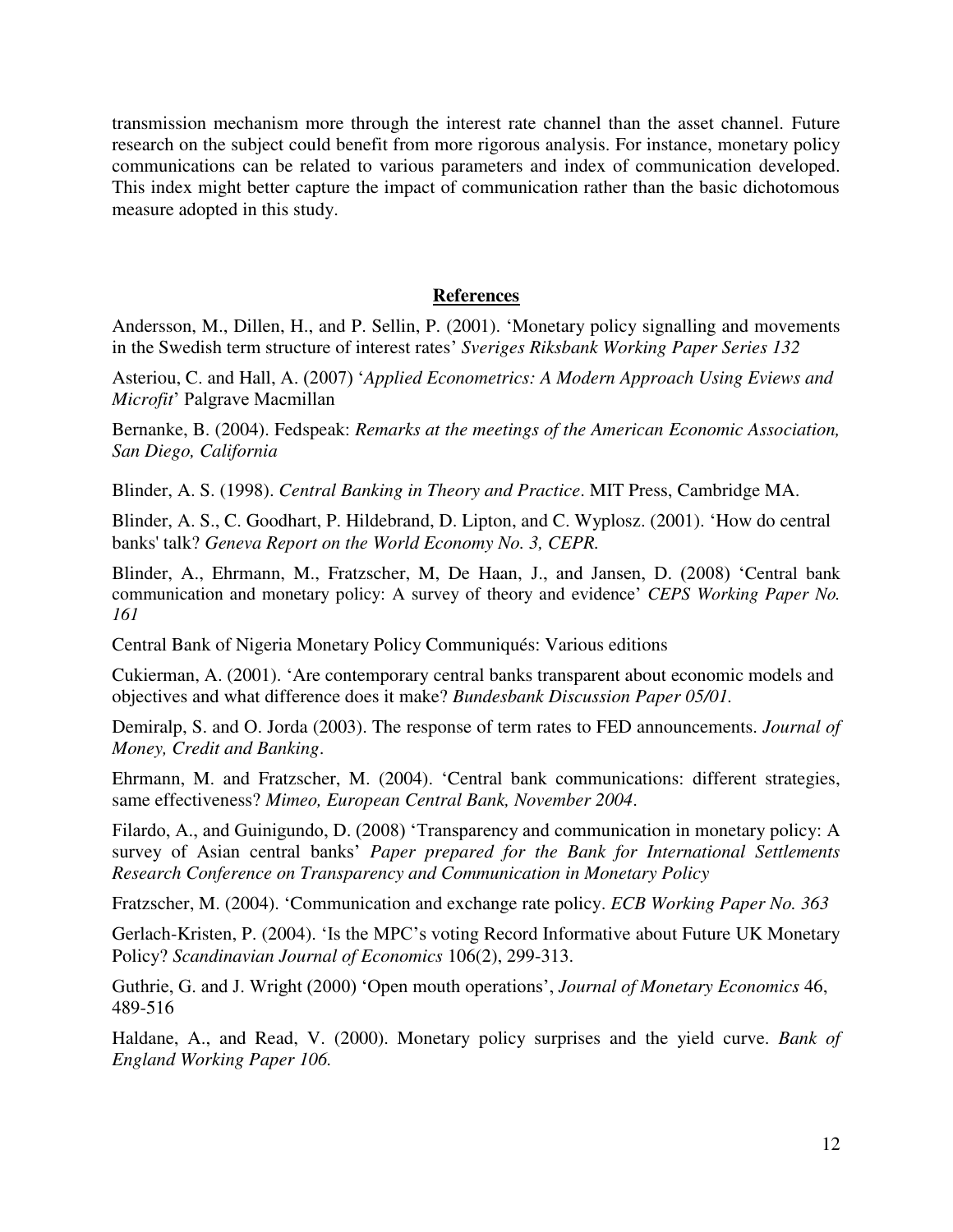transmission mechanism more through the interest rate channel than the asset channel. Future research on the subject could benefit from more rigorous analysis. For instance, monetary policy communications can be related to various parameters and index of communication developed. This index might better capture the impact of communication rather than the basic dichotomous measure adopted in this study.

## **References**

Andersson, M., Dillen, H., and P. Sellin, P. (2001). 'Monetary policy signalling and movements in the Swedish term structure of interest rates' *Sveriges Riksbank Working Paper Series 132*

Asteriou, C. and Hall, A. (2007) '*Applied Econometrics: A Modern Approach Using Eviews and Microfit*' Palgrave Macmillan

Bernanke, B. (2004). Fedspeak: *Remarks at the meetings of the American Economic Association, San Diego, California*

Blinder, A. S. (1998). *Central Banking in Theory and Practice*. MIT Press, Cambridge MA.

Blinder, A. S., C. Goodhart, P. Hildebrand, D. Lipton, and C. Wyplosz. (2001). 'How do central banks' talk? *Geneva Report on the World Economy No. 3, CEPR.*

Blinder, A., Ehrmann, M., Fratzscher, M, De Haan, J., and Jansen, D. (2008) 'Central bank communication and monetary policy: A survey of theory and evidence' *CEPS Working Paper No. 161*

Central Bank of Nigeria Monetary Policy Communiqués: Various editions

Cukierman, A. (2001). 'Are contemporary central banks transparent about economic models and objectives and what difference does it make? *Bundesbank Discussion Paper 05/01.*

Demiralp, S. and O. Jorda (2003). The response of term rates to FED announcements. *Journal of Money, Credit and Banking*.

Ehrmann, M. and Fratzscher, M. (2004). 'Central bank communications: different strategies, same effectiveness? *Mimeo, European Central Bank, November 2004*.

Filardo, A., and Guinigundo, D. (2008) 'Transparency and communication in monetary policy: A survey of Asian central banks' *Paper prepared for the Bank for International Settlements Research Conference on Transparency and Communication in Monetary Policy*

Fratzscher, M. (2004). 'Communication and exchange rate policy. *ECB Working Paper No. 363*

Gerlach-Kristen, P. (2004). 'Is the MPC's voting Record Informative about Future UK Monetary Policy? *Scandinavian Journal of Economics* 106(2), 299-313.

Guthrie, G. and J. Wright (2000) 'Open mouth operations', *Journal of Monetary Economics* 46, 489-516

Haldane, A., and Read, V. (2000). Monetary policy surprises and the yield curve. *Bank of England Working Paper 106.*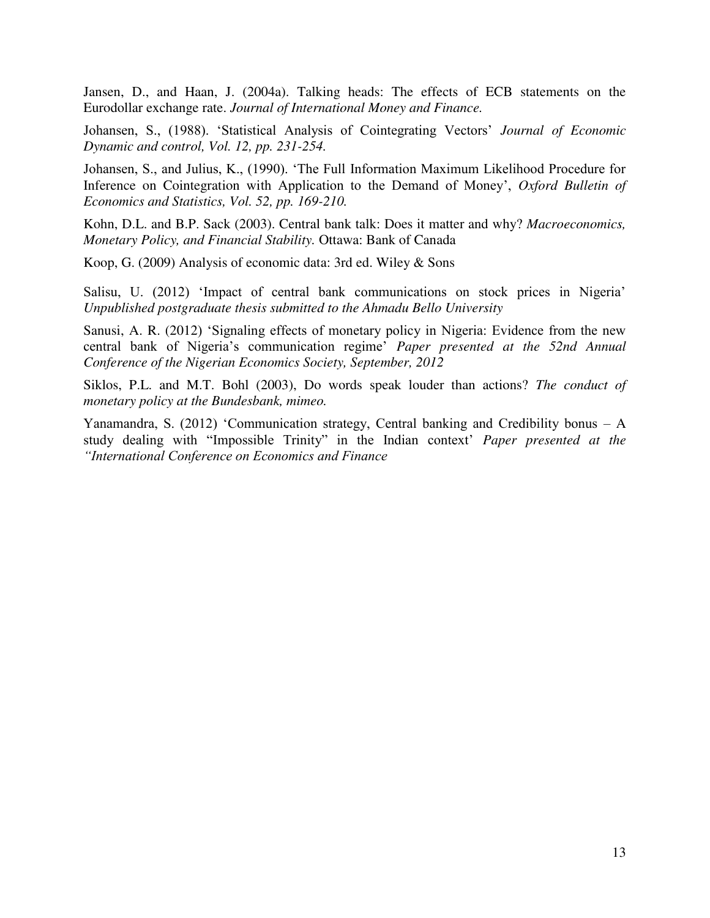Jansen, D., and Haan, J. (2004a). Talking heads: The effects of ECB statements on the Eurodollar exchange rate. *Journal of International Money and Finance.*

Johansen, S., (1988). 'Statistical Analysis of Cointegrating Vectors' *Journal of Economic Dynamic and control, Vol. 12, pp. 231-254.*

Johansen, S., and Julius, K., (1990). 'The Full Information Maximum Likelihood Procedure for Inference on Cointegration with Application to the Demand of Money', *Oxford Bulletin of Economics and Statistics, Vol. 52, pp. 169-210.*

Kohn, D.L. and B.P. Sack (2003). Central bank talk: Does it matter and why? *Macroeconomics, Monetary Policy, and Financial Stability.* Ottawa: Bank of Canada

Koop, G. (2009) Analysis of economic data: 3rd ed. Wiley & Sons

Salisu, U. (2012) 'Impact of central bank communications on stock prices in Nigeria' *Unpublished postgraduate thesis submitted to the Ahmadu Bello University*

Sanusi, A. R. (2012) 'Signaling effects of monetary policy in Nigeria: Evidence from the new central bank of Nigeria's communication regime' *Paper presented at the 52nd Annual Conference of the Nigerian Economics Society, September, 2012*

Siklos, P.L. and M.T. Bohl (2003), Do words speak louder than actions? *The conduct of monetary policy at the Bundesbank, mimeo.*

Yanamandra, S. (2012) 'Communication strategy, Central banking and Credibility bonus – A study dealing with "Impossible Trinity" in the Indian context' *Paper presented at the "International Conference on Economics and Finance*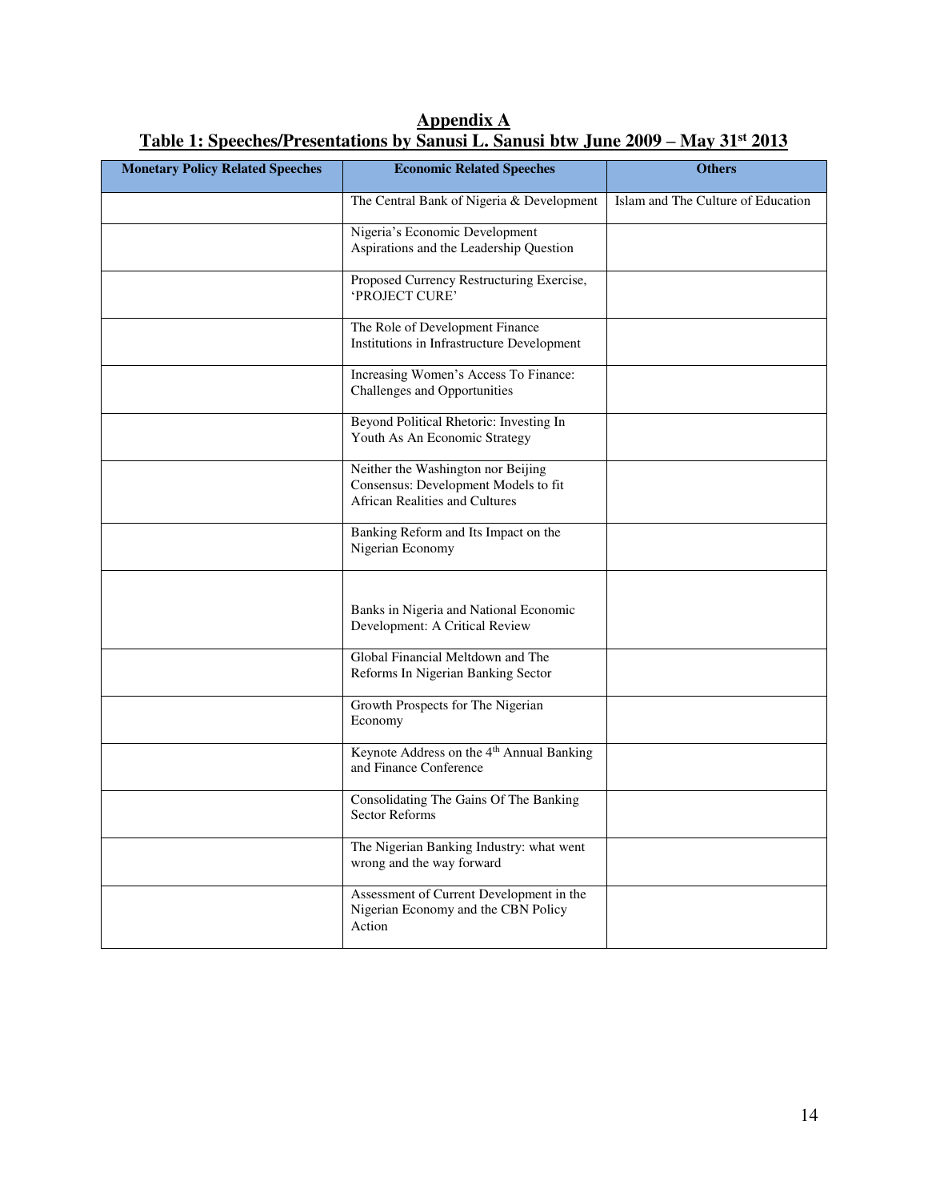# Appendix A

## Table 1: Speeches/Presentations by Sanusi L. Sanusi btw June 2009 – May 31st 2013

| Monetary Policy Related Speeches | Economic Related Speeches | Others |
|---|---|---|
| | The Central Bank of Nigeria & Development | Islam and The Culture of Education |
| | Nigeria's Economic Development Aspirations and the Leadership Question | |
| | Proposed Currency Restructuring Exercise, 'PROJECT CURE' | |
| | The Role of Development Finance Institutions in Infrastructure Development | |
| | Increasing Women's Access To Finance: Challenges and Opportunities | |
| | Beyond Political Rhetoric: Investing In Youth As An Economic Strategy | |
| | Neither the Washington nor Beijing Consensus: Development Models to fit African Realities and Cultures | |
| | Banking Reform and Its Impact on the Nigerian Economy | |
| | Banks in Nigeria and National Economic Development: A Critical Review | |
| | Global Financial Meltdown and The Reforms In Nigerian Banking Sector | |
| | Growth Prospects for The Nigerian Economy | |
| | Keynote Address on the 4th Annual Banking and Finance Conference | |
| | Consolidating The Gains Of The Banking Sector Reforms | |
| | The Nigerian Banking Industry: what went wrong and the way forward | |
| | Assessment of Current Development in the Nigerian Economy and the CBN Policy Action | |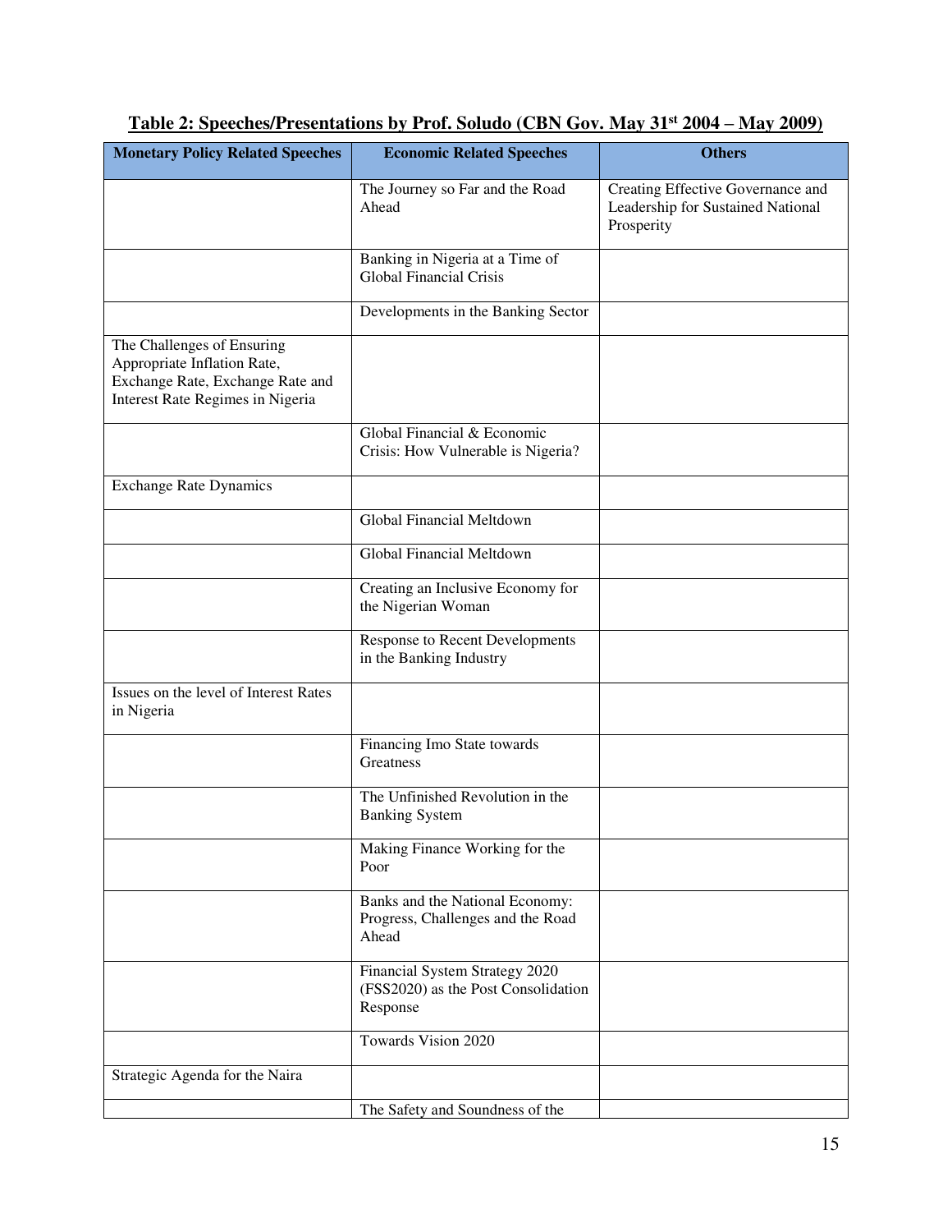**Table 2: Speeches/Presentations by Prof. Soludo (CBN Gov. May 31st 2004 – May 2009)**

| Monetary Policy Related Speeches | Economic Related Speeches | Others |
|---|---|---|
| | The Journey so Far and the Road Ahead | Creating Effective Governance and Leadership for Sustained National Prosperity |
| | Banking in Nigeria at a Time of Global Financial Crisis | |
| | Developments in the Banking Sector | |
| The Challenges of Ensuring Appropriate Inflation Rate, Exchange Rate, Exchange Rate and Interest Rate Regimes in Nigeria | | |
| | Global Financial & Economic Crisis: How Vulnerable is Nigeria? | |
| Exchange Rate Dynamics | | |
| | Global Financial Meltdown | |
| | Global Financial Meltdown | |
| | Creating an Inclusive Economy for the Nigerian Woman | |
| | Response to Recent Developments in the Banking Industry | |
| Issues on the level of Interest Rates in Nigeria | | |
| | Financing Imo State towards Greatness | |
| | The Unfinished Revolution in the Banking System | |
| | Making Finance Working for the Poor | |
| | Banks and the National Economy: Progress, Challenges and the Road Ahead | |
| | Financial System Strategy 2020 (FSS2020) as the Post Consolidation Response | |
| | Towards Vision 2020 | |
| Strategic Agenda for the Naira | | |
| | The Safety and Soundness of the | |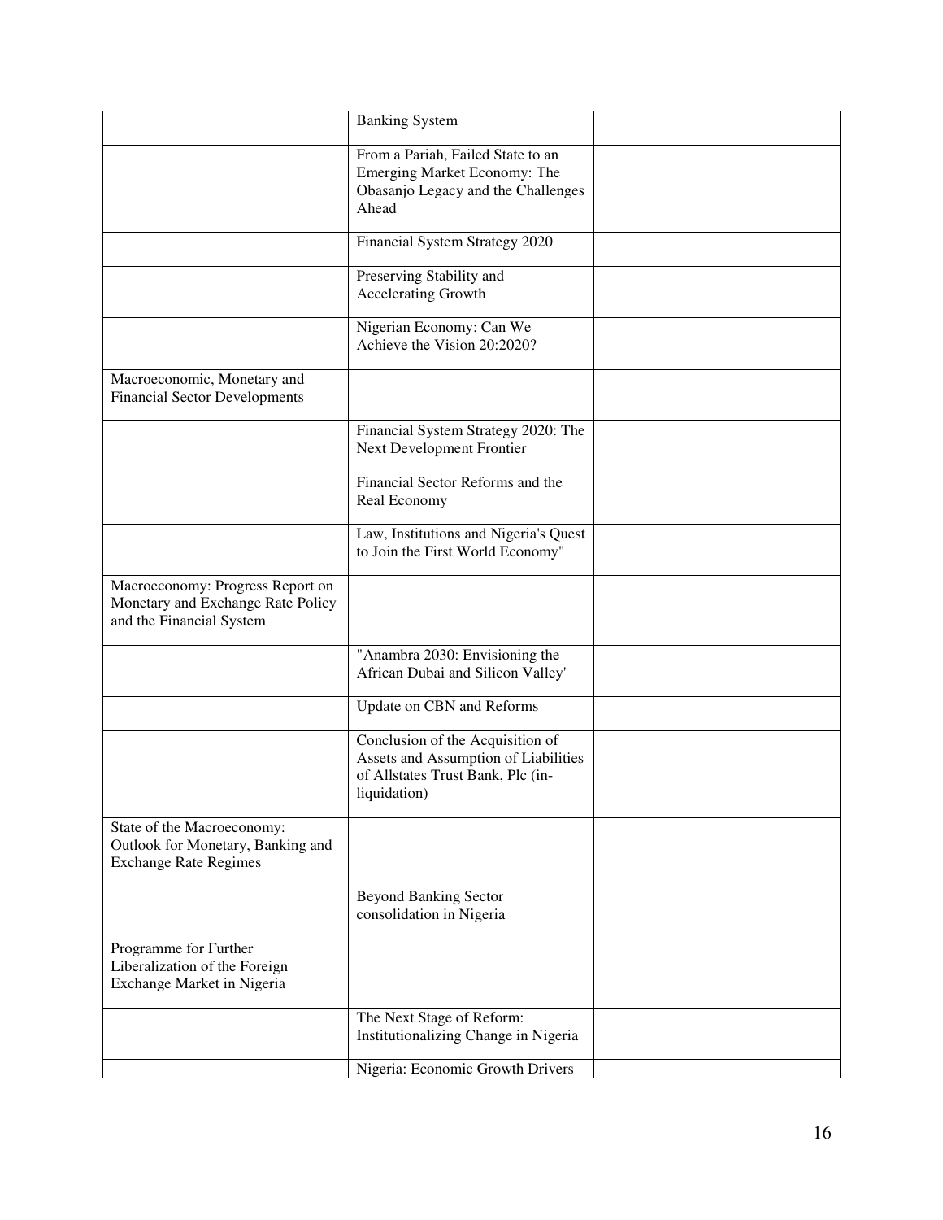| | | |
|---|---|---|
| | Banking System | |
| | From a Pariah, Failed State to an Emerging Market Economy: The Obasanjo Legacy and the Challenges Ahead | |
| | Financial System Strategy 2020 | |
| | Preserving Stability and Accelerating Growth | |
| | Nigerian Economy: Can We Achieve the Vision 20:2020? | |
| Macroeconomic, Monetary and Financial Sector Developments | | |
| | Financial System Strategy 2020: The Next Development Frontier | |
| | Financial Sector Reforms and the Real Economy | |
| | Law, Institutions and Nigeria's Quest to Join the First World Economy" | |
| Macroeconomy: Progress Report on Monetary and Exchange Rate Policy and the Financial System | | |
| | "Anambra 2030: Envisioning the African Dubai and Silicon Valley' | |
| | Update on CBN and Reforms | |
| | Conclusion of the Acquisition of Assets and Assumption of Liabilities of Allstates Trust Bank, Plc (in-liquidation) | |
| State of the Macroeconomy: Outlook for Monetary, Banking and Exchange Rate Regimes | | |
| | Beyond Banking Sector consolidation in Nigeria | |
| Programme for Further Liberalization of the Foreign Exchange Market in Nigeria | | |
| | The Next Stage of Reform: Institutionalizing Change in Nigeria | |
| | Nigeria: Economic Growth Drivers | |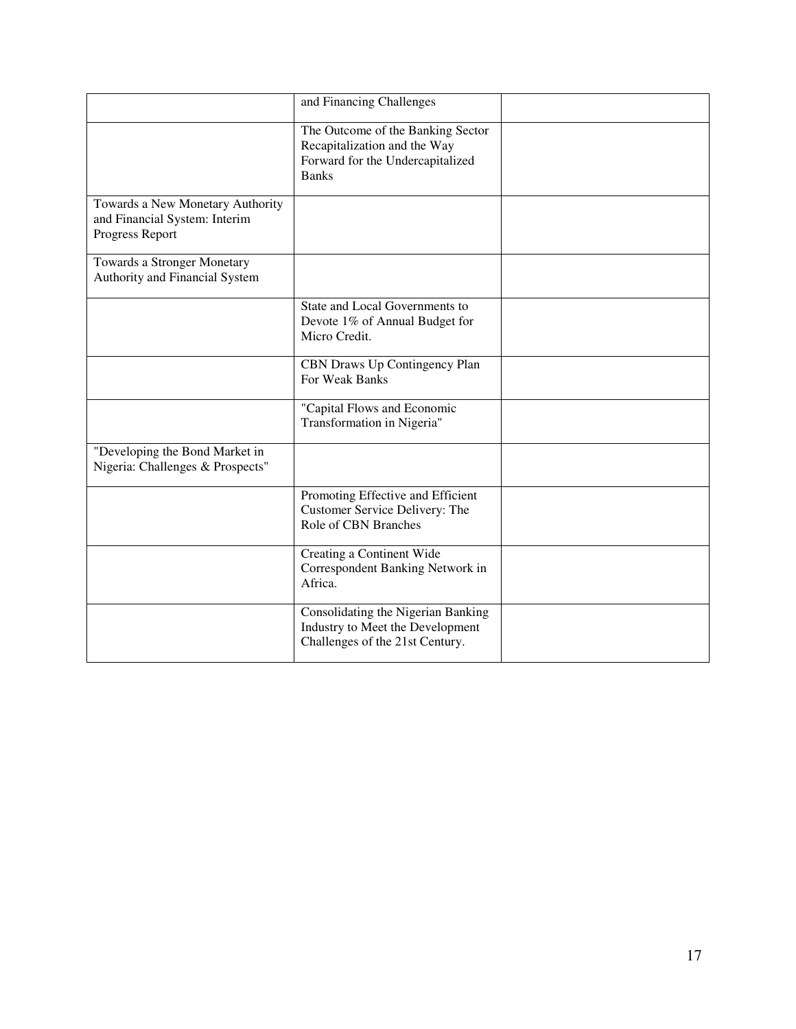| | | |
|---|---|---|
| | and Financing Challenges | |
| | The Outcome of the Banking Sector Recapitalization and the Way Forward for the Undercapitalized Banks | |
| Towards a New Monetary Authority and Financial System: Interim Progress Report | | |
| Towards a Stronger Monetary Authority and Financial System | | |
| | State and Local Governments to Devote 1% of Annual Budget for Micro Credit. | |
| | CBN Draws Up Contingency Plan For Weak Banks | |
| | "Capital Flows and Economic Transformation in Nigeria" | |
| "Developing the Bond Market in Nigeria: Challenges & Prospects" | | |
| | Promoting Effective and Efficient Customer Service Delivery: The Role of CBN Branches | |
| | Creating a Continent Wide Correspondent Banking Network in Africa. | |
| | Consolidating the Nigerian Banking Industry to Meet the Development Challenges of the 21st Century. | |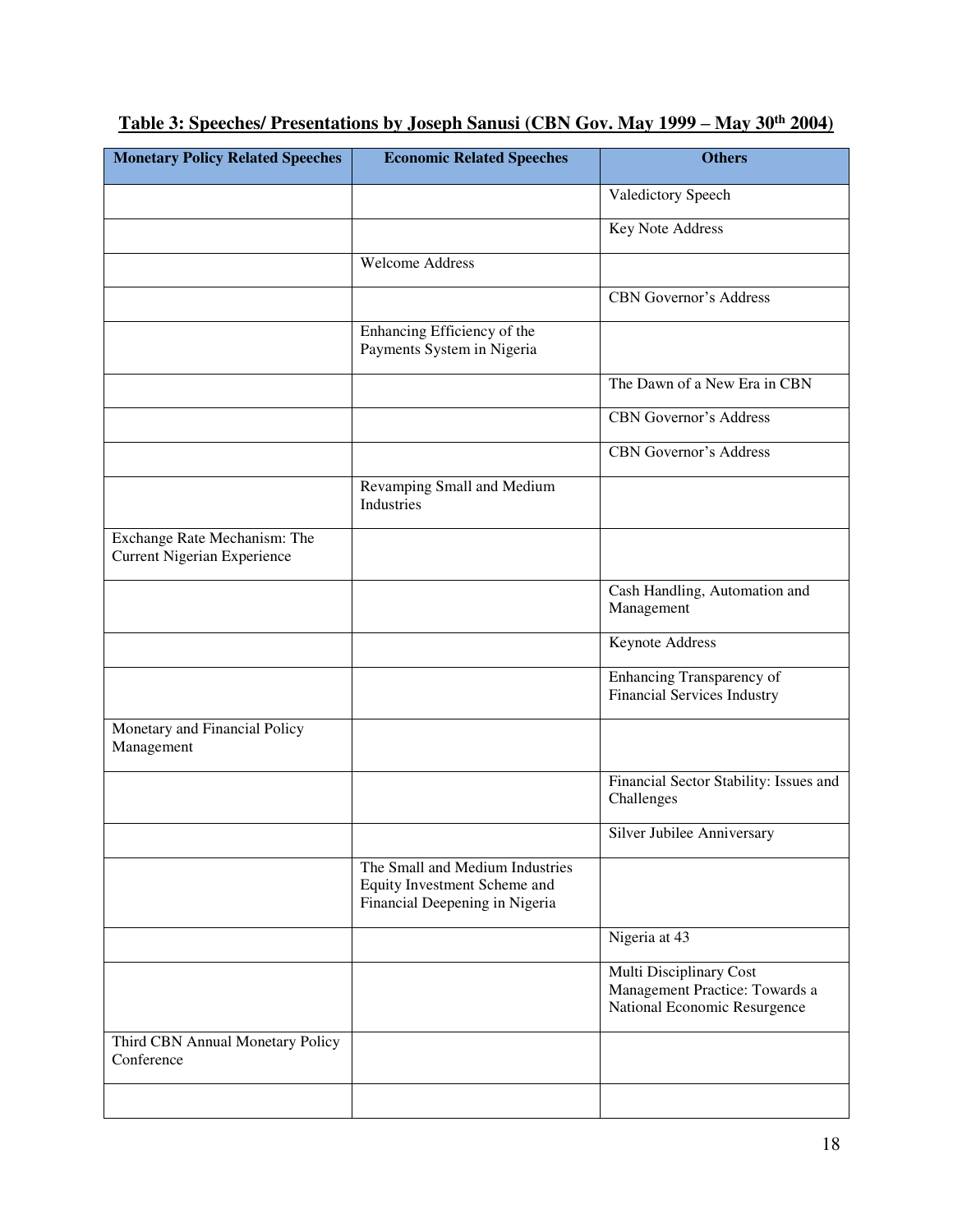**Table 3: Speeches/ Presentations by Joseph Sanusi (CBN Gov. May 1999 – May 30th 2004)**

| Monetary Policy Related Speeches | Economic Related Speeches | Others |
|---|---|---|
| | | Valedictory Speech |
| | | Key Note Address |
| | Welcome Address | |
| | | CBN Governor's Address |
| | Enhancing Efficiency of the Payments System in Nigeria | |
| | | The Dawn of a New Era in CBN |
| | | CBN Governor's Address |
| | | CBN Governor's Address |
| | Revamping Small and Medium Industries | |
| Exchange Rate Mechanism: The Current Nigerian Experience | | |
| | | Cash Handling, Automation and Management |
| | | Keynote Address |
| | | Enhancing Transparency of Financial Services Industry |
| Monetary and Financial Policy Management | | |
| | | Financial Sector Stability: Issues and Challenges |
| | | Silver Jubilee Anniversary |
| | The Small and Medium Industries Equity Investment Scheme and Financial Deepening in Nigeria | |
| | | Nigeria at 43 |
| | | Multi Disciplinary Cost Management Practice: Towards a National Economic Resurgence |
| Third CBN Annual Monetary Policy Conference | | |
| | | |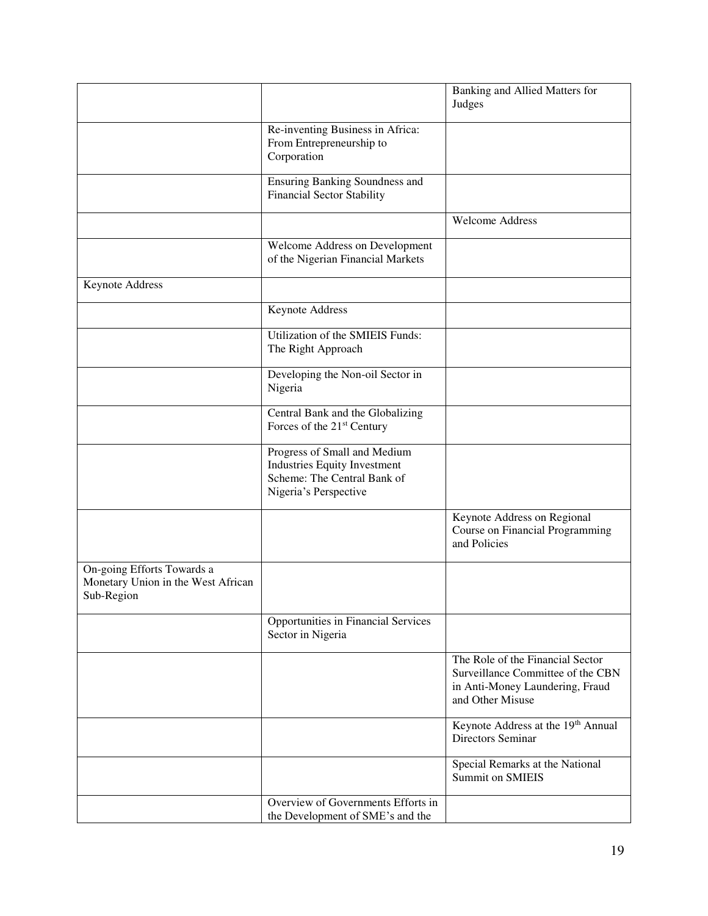| | | |
|---|---|---|
| | | Banking and Allied Matters for Judges |
| | Re-inventing Business in Africa: From Entrepreneurship to Corporation | |
| | Ensuring Banking Soundness and Financial Sector Stability | |
| | | Welcome Address |
| | Welcome Address on Development of the Nigerian Financial Markets | |
| Keynote Address | | |
| | Keynote Address | |
| | Utilization of the SMIEIS Funds: The Right Approach | |
| | Developing the Non-oil Sector in Nigeria | |
| | Central Bank and the Globalizing Forces of the 21st Century | |
| | Progress of Small and Medium Industries Equity Investment Scheme: The Central Bank of Nigeria's Perspective | |
| | | Keynote Address on Regional Course on Financial Programming and Policies |
| On-going Efforts Towards a Monetary Union in the West African Sub-Region | | |
| | Opportunities in Financial Services Sector in Nigeria | |
| | | The Role of the Financial Sector Surveillance Committee of the CBN in Anti-Money Laundering, Fraud and Other Misuse |
| | | Keynote Address at the 19th Annual Directors Seminar |
| | | Special Remarks at the National Summit on SMIEIS |
| | Overview of Governments Efforts in the Development of SME's and the | |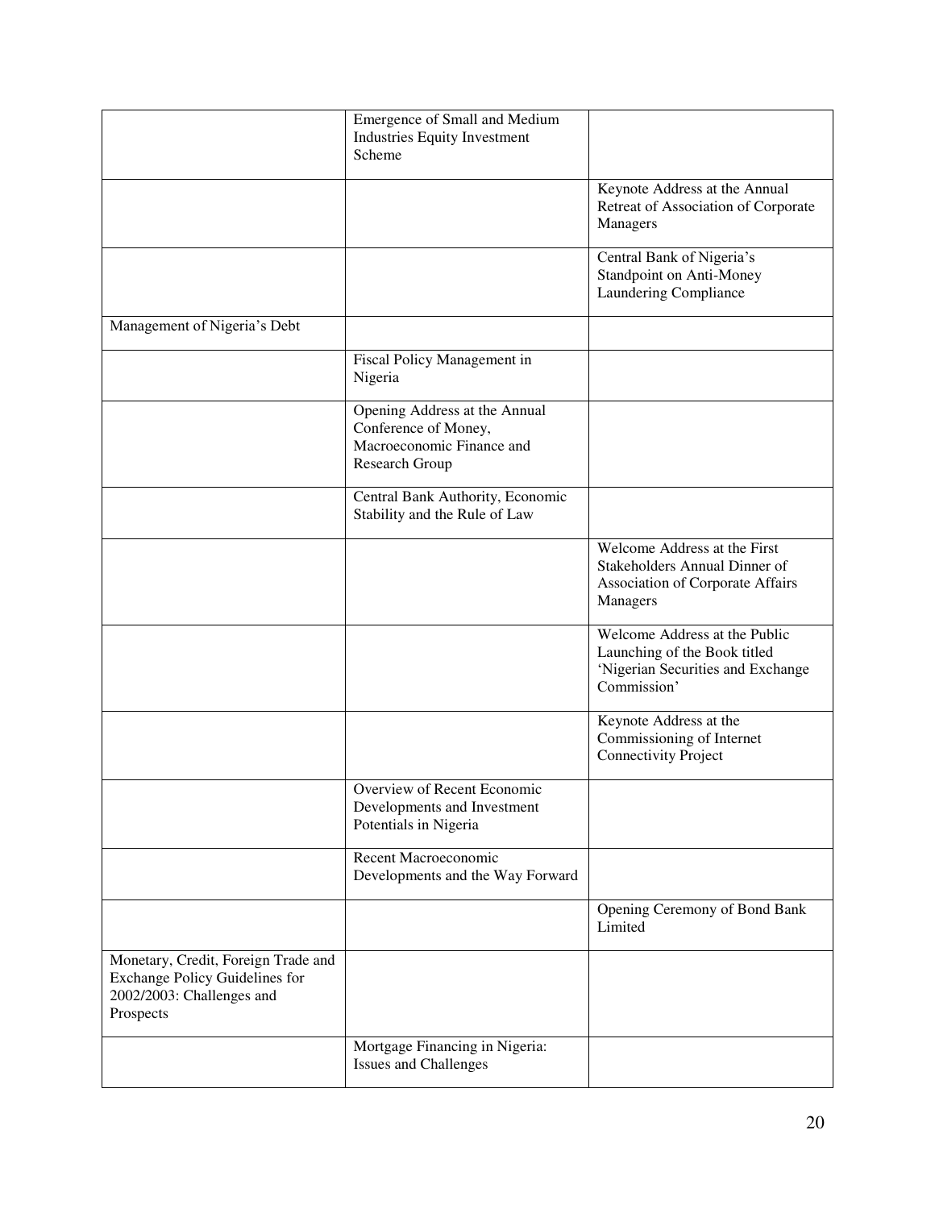| | | |
|---|---|---|
| | Emergence of Small and Medium Industries Equity Investment Scheme | |
| | | Keynote Address at the Annual Retreat of Association of Corporate Managers |
| | | Central Bank of Nigeria's Standpoint on Anti-Money Laundering Compliance |
| Management of Nigeria's Debt | | |
| | Fiscal Policy Management in Nigeria | |
| | Opening Address at the Annual Conference of Money, Macroeconomic Finance and Research Group | |
| | Central Bank Authority, Economic Stability and the Rule of Law | |
| | | Welcome Address at the First Stakeholders Annual Dinner of Association of Corporate Affairs Managers |
| | | Welcome Address at the Public Launching of the Book titled 'Nigerian Securities and Exchange Commission' |
| | | Keynote Address at the Commissioning of Internet Connectivity Project |
| | Overview of Recent Economic Developments and Investment Potentials in Nigeria | |
| | Recent Macroeconomic Developments and the Way Forward | |
| | | Opening Ceremony of Bond Bank Limited |
| Monetary, Credit, Foreign Trade and Exchange Policy Guidelines for 2002/2003: Challenges and Prospects | | |
| | Mortgage Financing in Nigeria: Issues and Challenges | |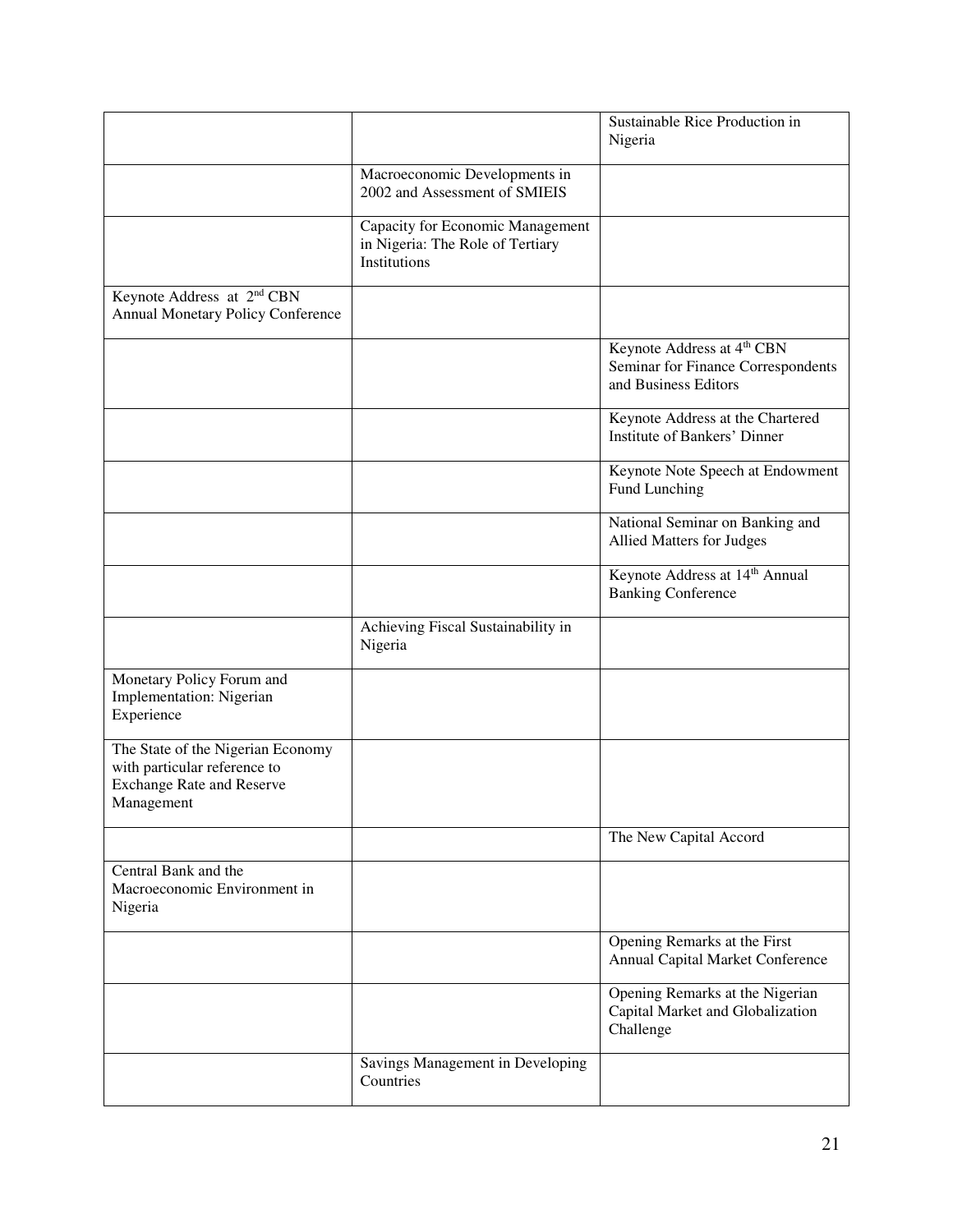| | | |
|---|---|---|
| | | Sustainable Rice Production in Nigeria |
| | Macroeconomic Developments in 2002 and Assessment of SMIEIS | |
| | Capacity for Economic Management in Nigeria: The Role of Tertiary Institutions | |
| Keynote Address at 2nd CBN Annual Monetary Policy Conference | | |
| | | Keynote Address at 4th CBN Seminar for Finance Correspondents and Business Editors |
| | | Keynote Address at the Chartered Institute of Bankers' Dinner |
| | | Keynote Note Speech at Endowment Fund Lunching |
| | | National Seminar on Banking and Allied Matters for Judges |
| | | Keynote Address at 14th Annual Banking Conference |
| | Achieving Fiscal Sustainability in Nigeria | |
| Monetary Policy Forum and Implementation: Nigerian Experience | | |
| The State of the Nigerian Economy with particular reference to Exchange Rate and Reserve Management | | |
| | | The New Capital Accord |
| Central Bank and the Macroeconomic Environment in Nigeria | | |
| | | Opening Remarks at the First Annual Capital Market Conference |
| | | Opening Remarks at the Nigerian Capital Market and Globalization Challenge |
| | Savings Management in Developing Countries | |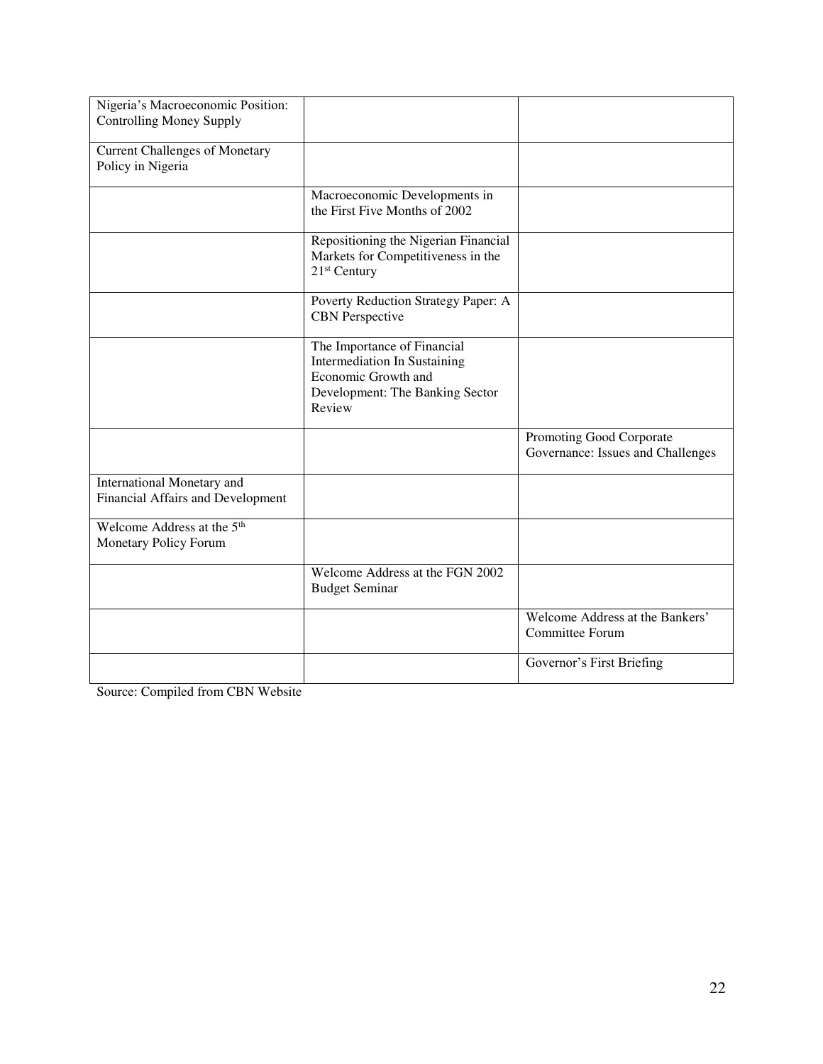| | | |
|---|---|---|
| Nigeria's Macroeconomic Position: Controlling Money Supply | | |
| Current Challenges of Monetary Policy in Nigeria | | |
| | Macroeconomic Developments in the First Five Months of 2002 | |
| | Repositioning the Nigerian Financial Markets for Competitiveness in the 21st Century | |
| | Poverty Reduction Strategy Paper: A CBN Perspective | |
| | The Importance of Financial Intermediation In Sustaining Economic Growth and Development: The Banking Sector Review | |
| | | Promoting Good Corporate Governance: Issues and Challenges |
| International Monetary and Financial Affairs and Development | | |
| Welcome Address at the 5th Monetary Policy Forum | | |
| | Welcome Address at the FGN 2002 Budget Seminar | |
| | | Welcome Address at the Bankers' Committee Forum |
| | | Governor's First Briefing |

Source: Compiled from CBN Website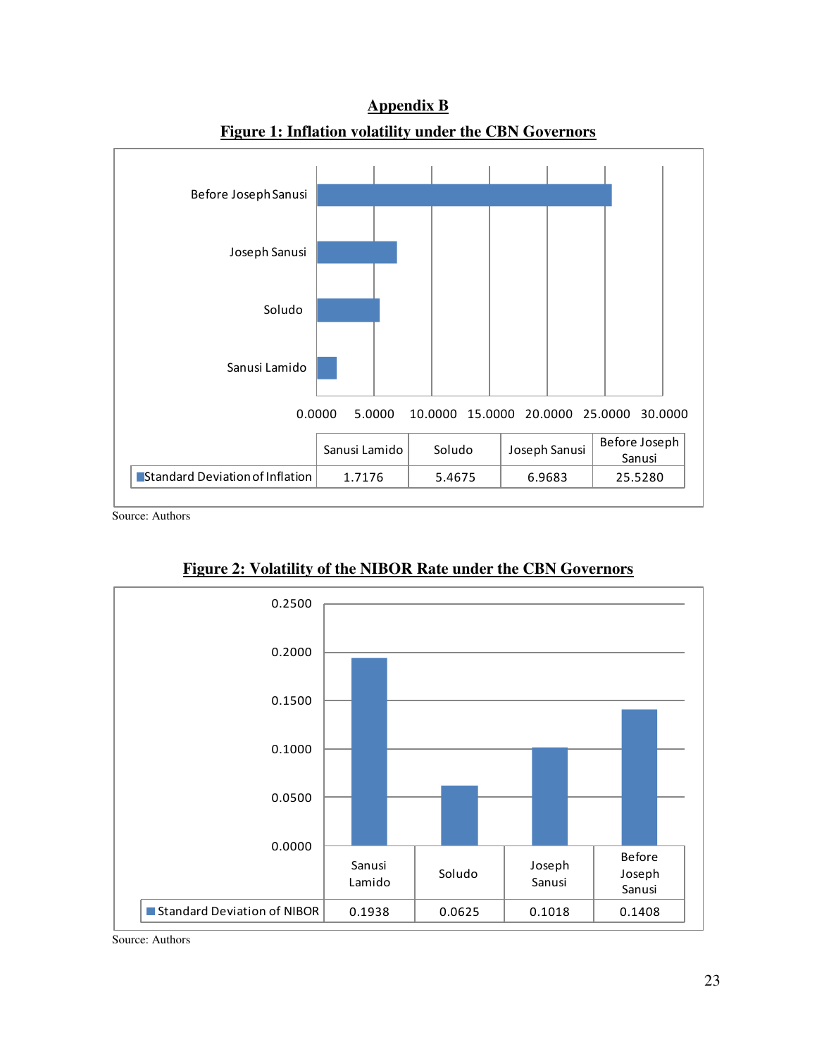## Appendix B

**Figure 1: Inflation volatility under the CBN Governors**

|  | Sanusi Lamido | Soludo | Joseph Sanusi | Before Joseph Sanusi |
|---|---|---|---|---|
| Standard Deviation of Inflation | 1.7176 | 5.4675 | 6.9683 | 25.5280 |

Source: Authors

**Figure 2: Volatility of the NIBOR Rate under the CBN Governors**

|  | Sanusi Lamido | Soludo | Joseph Sanusi | Before Joseph Sanusi |
|---|---|---|---|---|
| Standard Deviation of NIBOR | 0.1938 | 0.0625 | 0.1018 | 0.1408 |

Source: Authors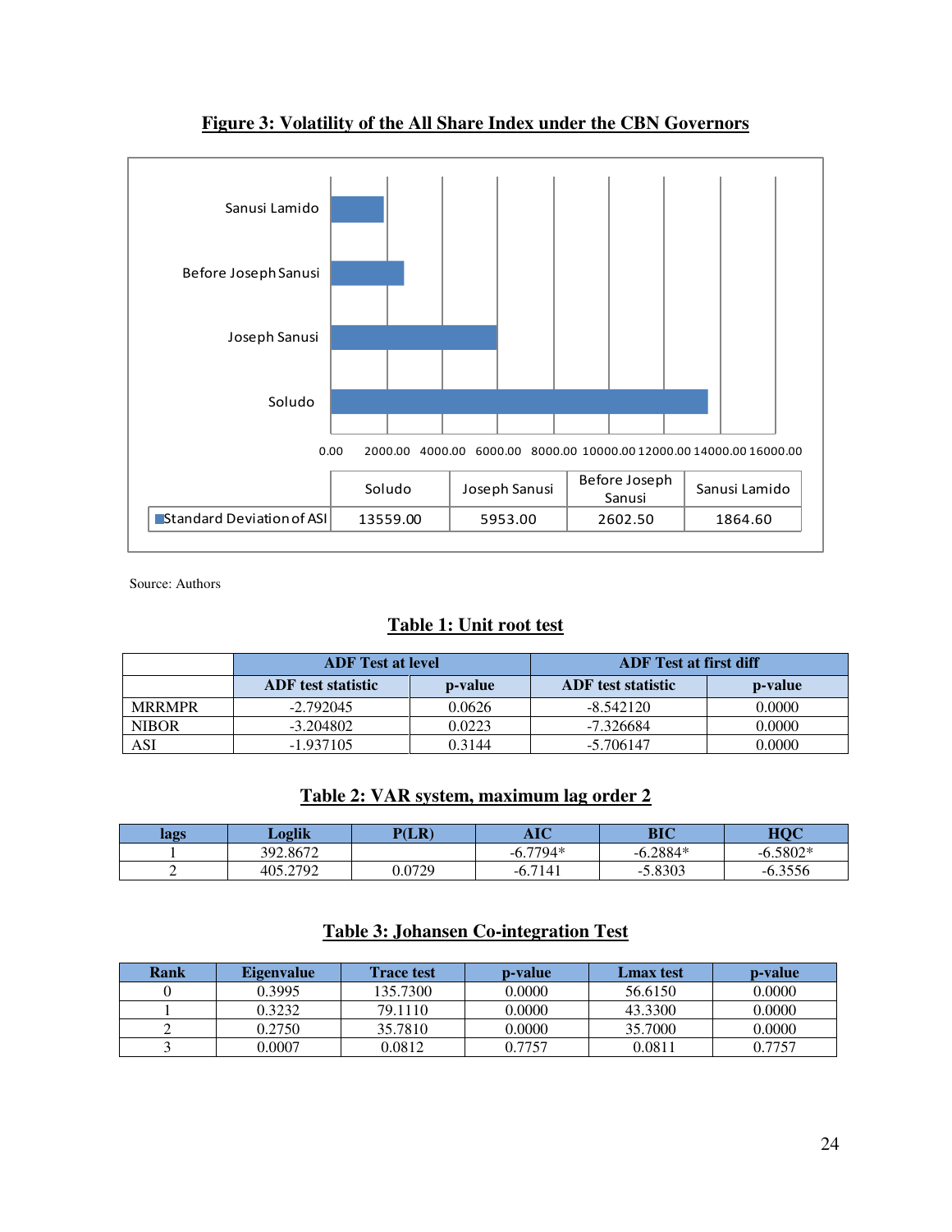**Figure 3: Volatility of the All Share Index under the CBN Governors**

| | Soludo | Joseph Sanusi | Before Joseph Sanusi | Sanusi Lamido |
|---|---|---|---|---|
| Standard Deviation of ASI | 13559.00 | 5953.00 | 2602.50 | 1864.60 |

Source: Authors

**Table 1: Unit root test**

| | ADF Test at level | | ADF Test at first diff | |
|---|---|---|---|---|
| | ADF test statistic | p-value | ADF test statistic | p-value |
| MRRMPR | -2.792045 | 0.0626 | -8.542120 | 0.0000 |
| NIBOR | -3.204802 | 0.0223 | -7.326684 | 0.0000 |
| ASI | -1.937105 | 0.3144 | -5.706147 | 0.0000 |

**Table 2: VAR system, maximum lag order 2**

| lags | Loglik | P(LR) | AIC | BIC | HQC |
|---|---|---|---|---|---|
| 1 | 392.8672 | | -6.7794* | -6.2884* | -6.5802* |
| 2 | 405.2792 | 0.0729 | -6.7141 | -5.8303 | -6.3556 |

**Table 3: Johansen Co-integration Test**

| Rank | Eigenvalue | Trace test | p-value | Lmax test | p-value |
|---|---|---|---|---|---|
| 0 | 0.3995 | 135.7300 | 0.0000 | 56.6150 | 0.0000 |
| 1 | 0.3232 | 79.1110 | 0.0000 | 43.3300 | 0.0000 |
| 2 | 0.2750 | 35.7810 | 0.0000 | 35.7000 | 0.0000 |
| 3 | 0.0007 | 0.0812 | 0.7757 | 0.0811 | 0.7757 |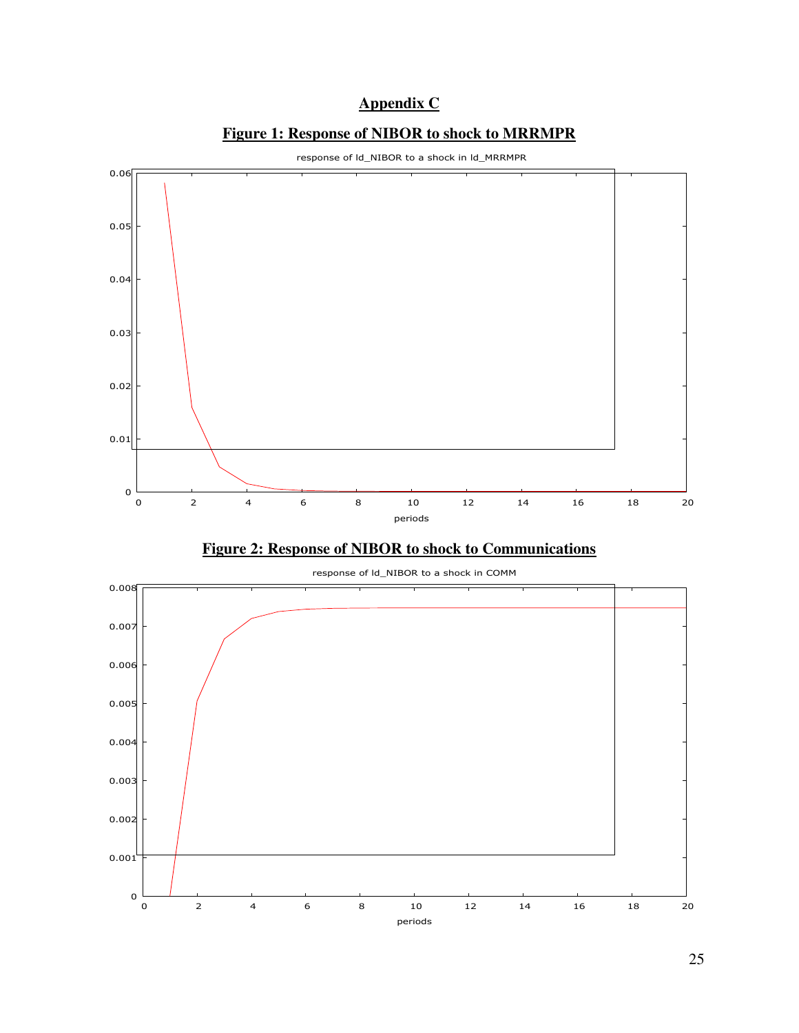# Appendix C

## Figure 1: Response of NIBOR to shock to MRRMPR

## Figure 2: Response of NIBOR to shock to Communications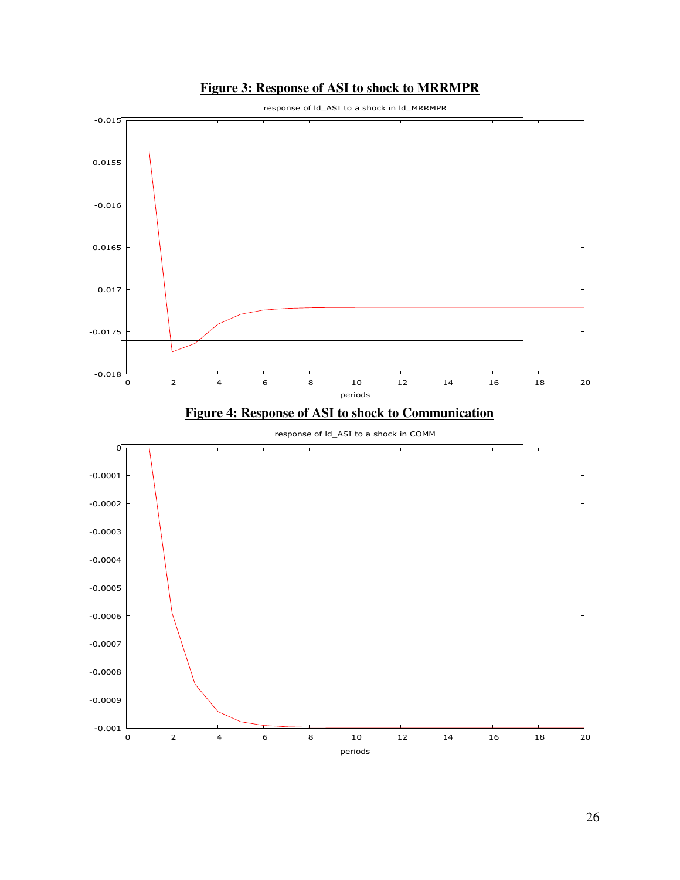**Figure 3: Response of ASI to shock to MRRMPR**

**Figure 4: Response of ASI to shock to Communication**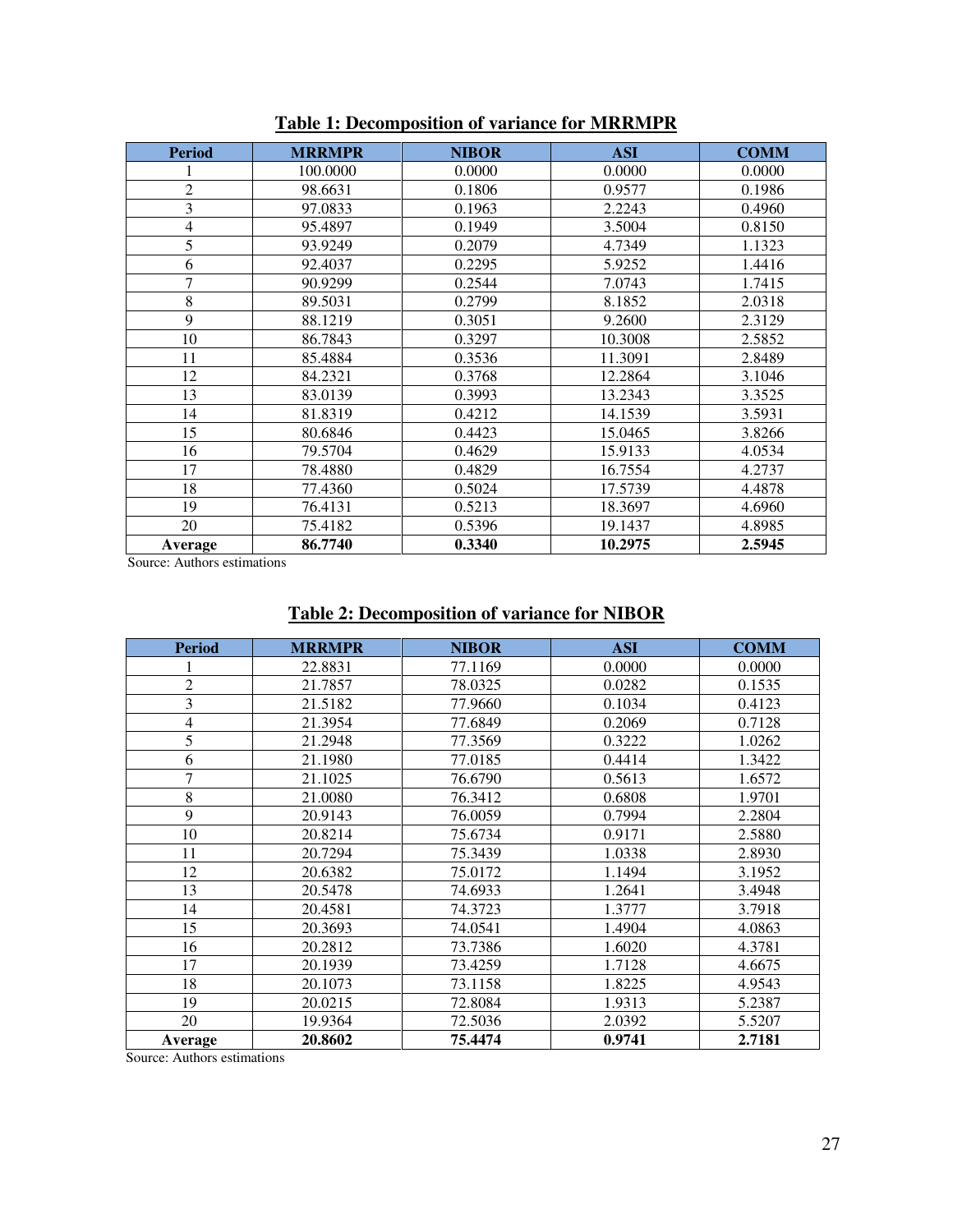**Table 1: Decomposition of variance for MRRMPR**

| Period | MRRMPR | NIBOR | ASI | COMM |
|---|---|---|---|---|
| 1 | 100.0000 | 0.0000 | 0.0000 | 0.0000 |
| 2 | 98.6631 | 0.1806 | 0.9577 | 0.1986 |
| 3 | 97.0833 | 0.1963 | 2.2243 | 0.4960 |
| 4 | 95.4897 | 0.1949 | 3.5004 | 0.8150 |
| 5 | 93.9249 | 0.2079 | 4.7349 | 1.1323 |
| 6 | 92.4037 | 0.2295 | 5.9252 | 1.4416 |
| 7 | 90.9299 | 0.2544 | 7.0743 | 1.7415 |
| 8 | 89.5031 | 0.2799 | 8.1852 | 2.0318 |
| 9 | 88.1219 | 0.3051 | 9.2600 | 2.3129 |
| 10 | 86.7843 | 0.3297 | 10.3008 | 2.5852 |
| 11 | 85.4884 | 0.3536 | 11.3091 | 2.8489 |
| 12 | 84.2321 | 0.3768 | 12.2864 | 3.1046 |
| 13 | 83.0139 | 0.3993 | 13.2343 | 3.3525 |
| 14 | 81.8319 | 0.4212 | 14.1539 | 3.5931 |
| 15 | 80.6846 | 0.4423 | 15.0465 | 3.8266 |
| 16 | 79.5704 | 0.4629 | 15.9133 | 4.0534 |
| 17 | 78.4880 | 0.4829 | 16.7554 | 4.2737 |
| 18 | 77.4360 | 0.5024 | 17.5739 | 4.4878 |
| 19 | 76.4131 | 0.5213 | 18.3697 | 4.6960 |
| 20 | 75.4182 | 0.5396 | 19.1437 | 4.8985 |
| **Average** | **86.7740** | **0.3340** | **10.2975** | **2.5945** |

Source: Authors estimations

**Table 2: Decomposition of variance for NIBOR**

| Period | MRRMPR | NIBOR | ASI | COMM |
|---|---|---|---|---|
| 1 | 22.8831 | 77.1169 | 0.0000 | 0.0000 |
| 2 | 21.7857 | 78.0325 | 0.0282 | 0.1535 |
| 3 | 21.5182 | 77.9660 | 0.1034 | 0.4123 |
| 4 | 21.3954 | 77.6849 | 0.2069 | 0.7128 |
| 5 | 21.2948 | 77.3569 | 0.3222 | 1.0262 |
| 6 | 21.1980 | 77.0185 | 0.4414 | 1.3422 |
| 7 | 21.1025 | 76.6790 | 0.5613 | 1.6572 |
| 8 | 21.0080 | 76.3412 | 0.6808 | 1.9701 |
| 9 | 20.9143 | 76.0059 | 0.7994 | 2.2804 |
| 10 | 20.8214 | 75.6734 | 0.9171 | 2.5880 |
| 11 | 20.7294 | 75.3439 | 1.0338 | 2.8930 |
| 12 | 20.6382 | 75.0172 | 1.1494 | 3.1952 |
| 13 | 20.5478 | 74.6933 | 1.2641 | 3.4948 |
| 14 | 20.4581 | 74.3723 | 1.3777 | 3.7918 |
| 15 | 20.3693 | 74.0541 | 1.4904 | 4.0863 |
| 16 | 20.2812 | 73.7386 | 1.6020 | 4.3781 |
| 17 | 20.1939 | 73.4259 | 1.7128 | 4.6675 |
| 18 | 20.1073 | 73.1158 | 1.8225 | 4.9543 |
| 19 | 20.0215 | 72.8084 | 1.9313 | 5.2387 |
| 20 | 19.9364 | 72.5036 | 2.0392 | 5.5207 |
| **Average** | **20.8602** | **75.4474** | **0.9741** | **2.7181** |

Source: Authors estimations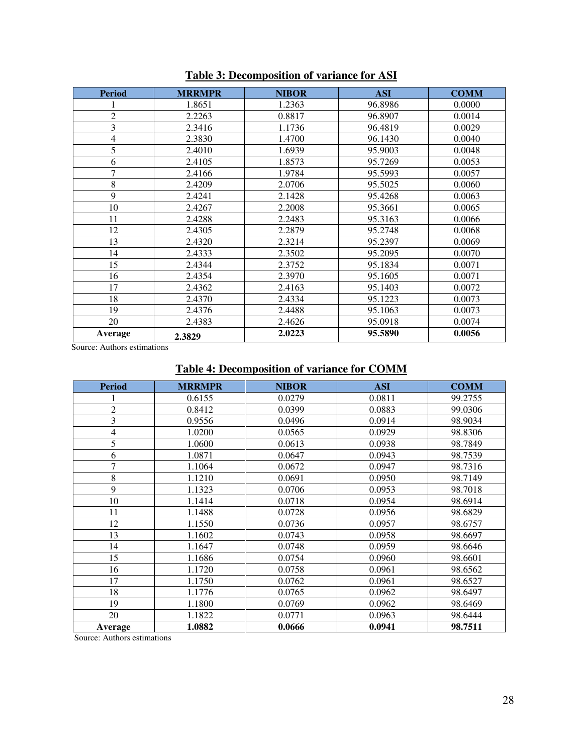**Table 3: Decomposition of variance for ASI**

| Period | MRRMPR | NIBOR | ASI | COMM |
|---|---|---|---|---|
| 1 | 1.8651 | 1.2363 | 96.8986 | 0.0000 |
| 2 | 2.2263 | 0.8817 | 96.8907 | 0.0014 |
| 3 | 2.3416 | 1.1736 | 96.4819 | 0.0029 |
| 4 | 2.3830 | 1.4700 | 96.1430 | 0.0040 |
| 5 | 2.4010 | 1.6939 | 95.9003 | 0.0048 |
| 6 | 2.4105 | 1.8573 | 95.7269 | 0.0053 |
| 7 | 2.4166 | 1.9784 | 95.5993 | 0.0057 |
| 8 | 2.4209 | 2.0706 | 95.5025 | 0.0060 |
| 9 | 2.4241 | 2.1428 | 95.4268 | 0.0063 |
| 10 | 2.4267 | 2.2008 | 95.3661 | 0.0065 |
| 11 | 2.4288 | 2.2483 | 95.3163 | 0.0066 |
| 12 | 2.4305 | 2.2879 | 95.2748 | 0.0068 |
| 13 | 2.4320 | 2.3214 | 95.2397 | 0.0069 |
| 14 | 2.4333 | 2.3502 | 95.2095 | 0.0070 |
| 15 | 2.4344 | 2.3752 | 95.1834 | 0.0071 |
| 16 | 2.4354 | 2.3970 | 95.1605 | 0.0071 |
| 17 | 2.4362 | 2.4163 | 95.1403 | 0.0072 |
| 18 | 2.4370 | 2.4334 | 95.1223 | 0.0073 |
| 19 | 2.4376 | 2.4488 | 95.1063 | 0.0073 |
| 20 | 2.4383 | 2.4626 | 95.0918 | 0.0074 |
| **Average** | **2.3829** | **2.0223** | **95.5890** | **0.0056** |

Source: Authors estimations

**Table 4: Decomposition of variance for COMM**

| Period | MRRMPR | NIBOR | ASI | COMM |
|---|---|---|---|---|
| 1 | 0.6155 | 0.0279 | 0.0811 | 99.2755 |
| 2 | 0.8412 | 0.0399 | 0.0883 | 99.0306 |
| 3 | 0.9556 | 0.0496 | 0.0914 | 98.9034 |
| 4 | 1.0200 | 0.0565 | 0.0929 | 98.8306 |
| 5 | 1.0600 | 0.0613 | 0.0938 | 98.7849 |
| 6 | 1.0871 | 0.0647 | 0.0943 | 98.7539 |
| 7 | 1.1064 | 0.0672 | 0.0947 | 98.7316 |
| 8 | 1.1210 | 0.0691 | 0.0950 | 98.7149 |
| 9 | 1.1323 | 0.0706 | 0.0953 | 98.7018 |
| 10 | 1.1414 | 0.0718 | 0.0954 | 98.6914 |
| 11 | 1.1488 | 0.0728 | 0.0956 | 98.6829 |
| 12 | 1.1550 | 0.0736 | 0.0957 | 98.6757 |
| 13 | 1.1602 | 0.0743 | 0.0958 | 98.6697 |
| 14 | 1.1647 | 0.0748 | 0.0959 | 98.6646 |
| 15 | 1.1686 | 0.0754 | 0.0960 | 98.6601 |
| 16 | 1.1720 | 0.0758 | 0.0961 | 98.6562 |
| 17 | 1.1750 | 0.0762 | 0.0961 | 98.6527 |
| 18 | 1.1776 | 0.0765 | 0.0962 | 98.6497 |
| 19 | 1.1800 | 0.0769 | 0.0962 | 98.6469 |
| 20 | 1.1822 | 0.0771 | 0.0963 | 98.6444 |
| **Average** | **1.0882** | **0.0666** | **0.0941** | **98.7511** |

Source: Authors estimations